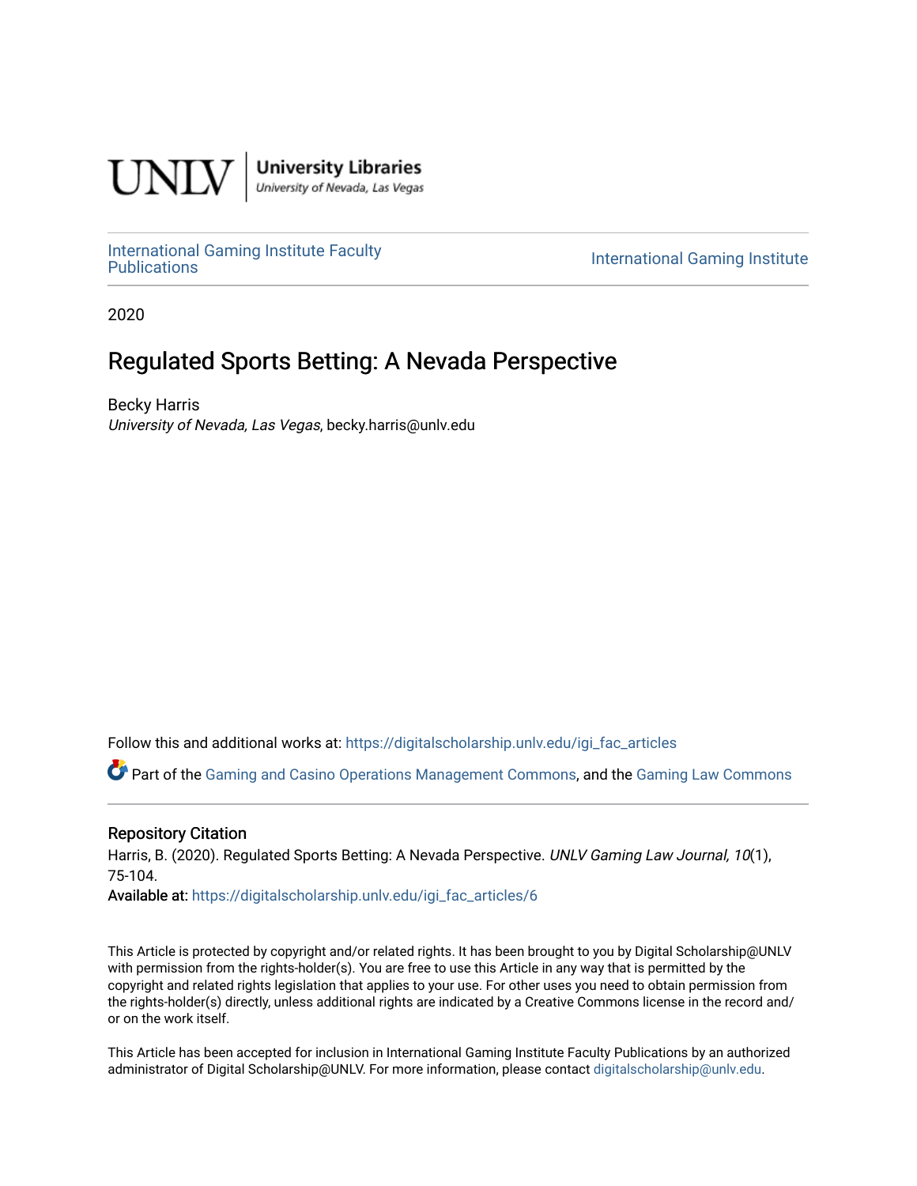UNLV | University Libraries
University of Nevada, Las Vegas

International Gaming Institute Faculty Publications

International Gaming Institute

2020

# Regulated Sports Betting: A Nevada Perspective

Becky Harris
*University of Nevada, Las Vegas*, becky.harris@unlv.edu

Follow this and additional works at: https://digitalscholarship.unlv.edu/igi_fac_articles

Part of the Gaming and Casino Operations Management Commons, and the Gaming Law Commons

## Repository Citation

Harris, B. (2020). Regulated Sports Betting: A Nevada Perspective. *UNLV Gaming Law Journal, 10*(1), 75-104.

**Available at:** https://digitalscholarship.unlv.edu/igi_fac_articles/6

This Article is protected by copyright and/or related rights. It has been brought to you by Digital Scholarship@UNLV with permission from the rights-holder(s). You are free to use this Article in any way that is permitted by the copyright and related rights legislation that applies to your use. For other uses you need to obtain permission from the rights-holder(s) directly, unless additional rights are indicated by a Creative Commons license in the record and/or on the work itself.

This Article has been accepted for inclusion in International Gaming Institute Faculty Publications by an authorized administrator of Digital Scholarship@UNLV. For more information, please contact digitalscholarship@unlv.edu.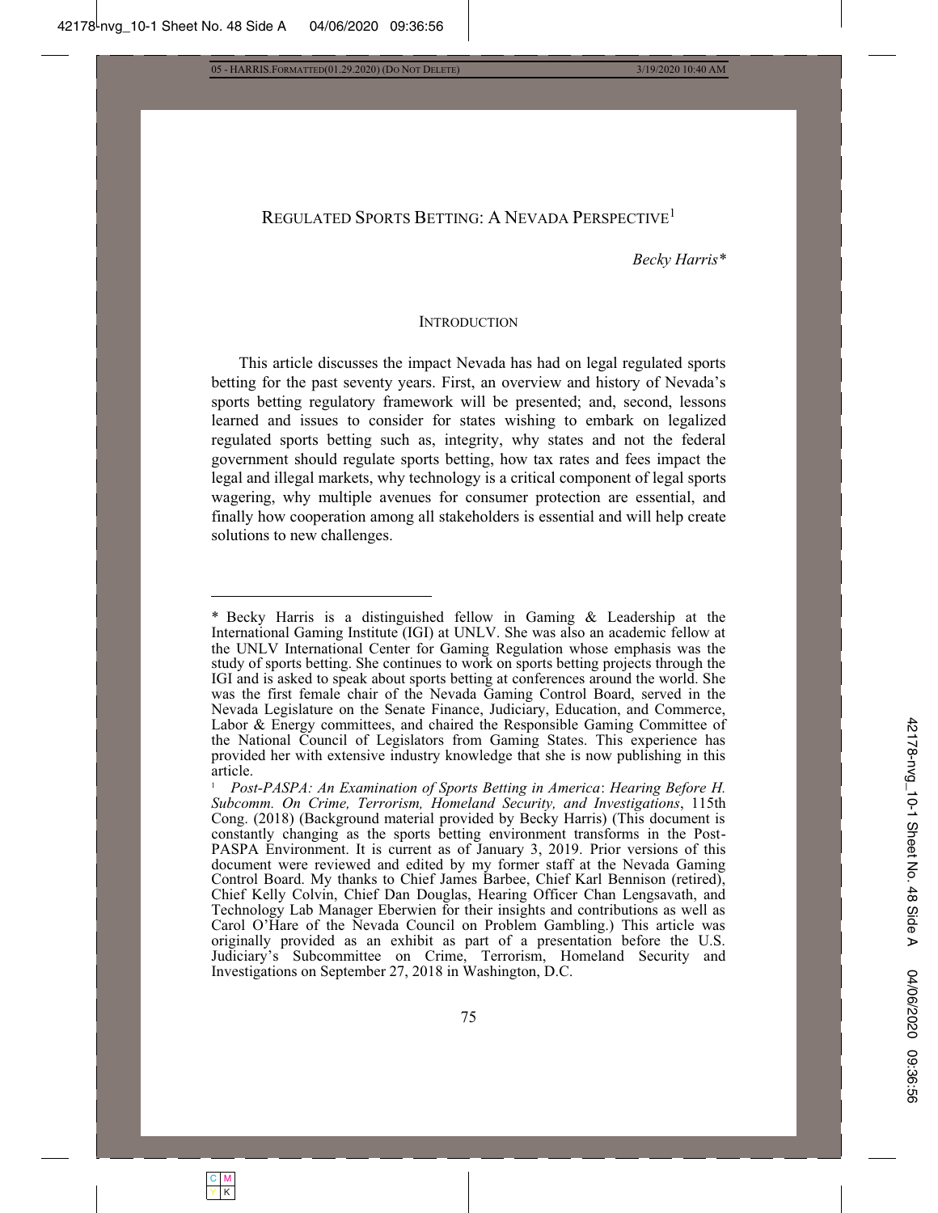# REGULATED SPORTS BETTING: A NEVADA PERSPECTIVE[1]

*Becky Harris**

## INTRODUCTION

This article discusses the impact Nevada has had on legal regulated sports betting for the past seventy years. First, an overview and history of Nevada's sports betting regulatory framework will be presented; and, second, lessons learned and issues to consider for states wishing to embark on legalized regulated sports betting such as, integrity, why states and not the federal government should regulate sports betting, how tax rates and fees impact the legal and illegal markets, why technology is a critical component of legal sports wagering, why multiple avenues for consumer protection are essential, and finally how cooperation among all stakeholders is essential and will help create solutions to new challenges.

---

\* Becky Harris is a distinguished fellow in Gaming & Leadership at the International Gaming Institute (IGI) at UNLV. She was also an academic fellow at the UNLV International Center for Gaming Regulation whose emphasis was the study of sports betting. She continues to work on sports betting projects through the IGI and is asked to speak about sports betting at conferences around the world. She was the first female chair of the Nevada Gaming Control Board, served in the Nevada Legislature on the Senate Finance, Judiciary, Education, and Commerce, Labor & Energy committees, and chaired the Responsible Gaming Committee of the National Council of Legislators from Gaming States. This experience has provided her with extensive industry knowledge that she is now publishing in this article.

[1] *Post-PASPA: An Examination of Sports Betting in America*: *Hearing Before H. Subcomm. On Crime, Terrorism, Homeland Security, and Investigations*, 115th Cong. (2018) (Background material provided by Becky Harris) (This document is constantly changing as the sports betting environment transforms in the Post-PASPA Environment. It is current as of January 3, 2019. Prior versions of this document were reviewed and edited by my former staff at the Nevada Gaming Control Board. My thanks to Chief James Barbee, Chief Karl Bennison (retired), Chief Kelly Colvin, Chief Dan Douglas, Hearing Officer Chan Lengsavath, and Technology Lab Manager Eberwien for their insights and contributions as well as Carol O'Hare of the Nevada Council on Problem Gambling.) This article was originally provided as an exhibit as part of a presentation before the U.S. Judiciary's Subcommittee on Crime, Terrorism, Homeland Security and Investigations on September 27, 2018 in Washington, D.C.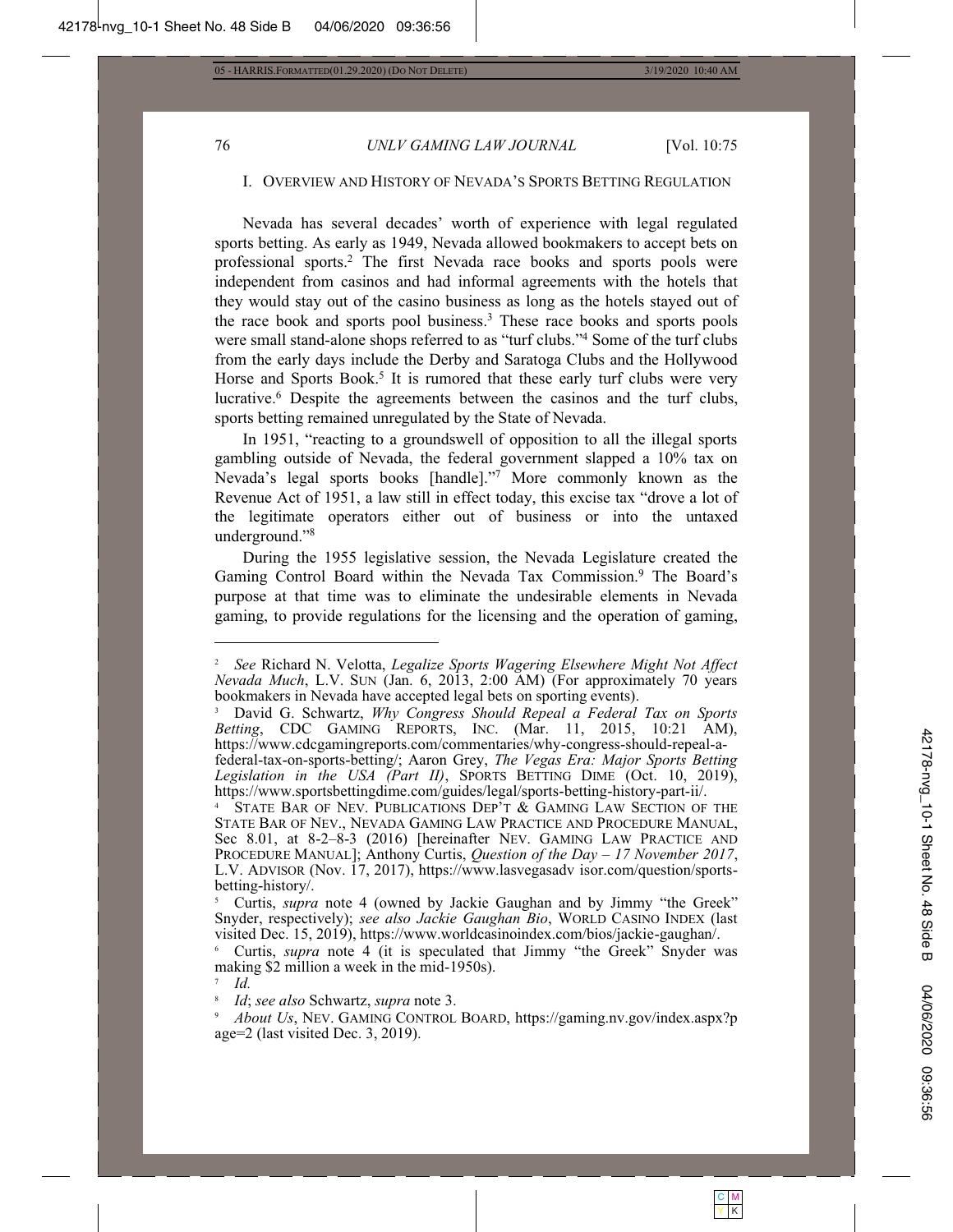## I. OVERVIEW AND HISTORY OF NEVADA'S SPORTS BETTING REGULATION

Nevada has several decades' worth of experience with legal regulated sports betting. As early as 1949, Nevada allowed bookmakers to accept bets on professional sports.[2] The first Nevada race books and sports pools were independent from casinos and had informal agreements with the hotels that they would stay out of the casino business as long as the hotels stayed out of the race book and sports pool business.[3] These race books and sports pools were small stand-alone shops referred to as "turf clubs."[4] Some of the turf clubs from the early days include the Derby and Saratoga Clubs and the Hollywood Horse and Sports Book.[5] It is rumored that these early turf clubs were very lucrative.[6] Despite the agreements between the casinos and the turf clubs, sports betting remained unregulated by the State of Nevada.

In 1951, "reacting to a groundswell of opposition to all the illegal sports gambling outside of Nevada, the federal government slapped a 10% tax on Nevada's legal sports books [handle]."[7] More commonly known as the Revenue Act of 1951, a law still in effect today, this excise tax "drove a lot of the legitimate operators either out of business or into the untaxed underground."[8]

During the 1955 legislative session, the Nevada Legislature created the Gaming Control Board within the Nevada Tax Commission.[9] The Board's purpose at that time was to eliminate the undesirable elements in Nevada gaming, to provide regulations for the licensing and the operation of gaming,

---

[2] *See* Richard N. Velotta, *Legalize Sports Wagering Elsewhere Might Not Affect Nevada Much*, L.V. SUN (Jan. 6, 2013, 2:00 AM) (For approximately 70 years bookmakers in Nevada have accepted legal bets on sporting events).

[3] David G. Schwartz, *Why Congress Should Repeal a Federal Tax on Sports Betting*, CDC GAMING REPORTS, INC. (Mar. 11, 2015, 10:21 AM), https://www.cdcgamingreports.com/commentaries/why-congress-should-repeal-a-federal-tax-on-sports-betting/; Aaron Grey, *The Vegas Era: Major Sports Betting Legislation in the USA (Part II)*, SPORTS BETTING DIME (Oct. 10, 2019), https://www.sportsbettingdime.com/guides/legal/sports-betting-history-part-ii/.

[4] STATE BAR OF NEV. PUBLICATIONS DEP'T & GAMING LAW SECTION OF THE STATE BAR OF NEV., NEVADA GAMING LAW PRACTICE AND PROCEDURE MANUAL, Sec 8.01, at 8-2–8-3 (2016) [hereinafter NEV. GAMING LAW PRACTICE AND PROCEDURE MANUAL]; Anthony Curtis, *Question of the Day – 17 November 2017*, L.V. ADVISOR (Nov. 17, 2017), https://www.lasvegasadv isor.com/question/sports-betting-history/.

[5] Curtis, *supra* note 4 (owned by Jackie Gaughan and by Jimmy "the Greek" Snyder, respectively); *see also Jackie Gaughan Bio*, WORLD CASINO INDEX (last visited Dec. 15, 2019), https://www.worldcasinoindex.com/bios/jackie-gaughan/.

[6] Curtis, *supra* note 4 (it is speculated that Jimmy "the Greek" Snyder was making $2 million a week in the mid-1950s).

[7] *Id.*

[8] *Id*; *see also* Schwartz, *supra* note 3.

[9] *About Us*, NEV. GAMING CONTROL BOARD, https://gaming.nv.gov/index.aspx?page=2 (last visited Dec. 3, 2019).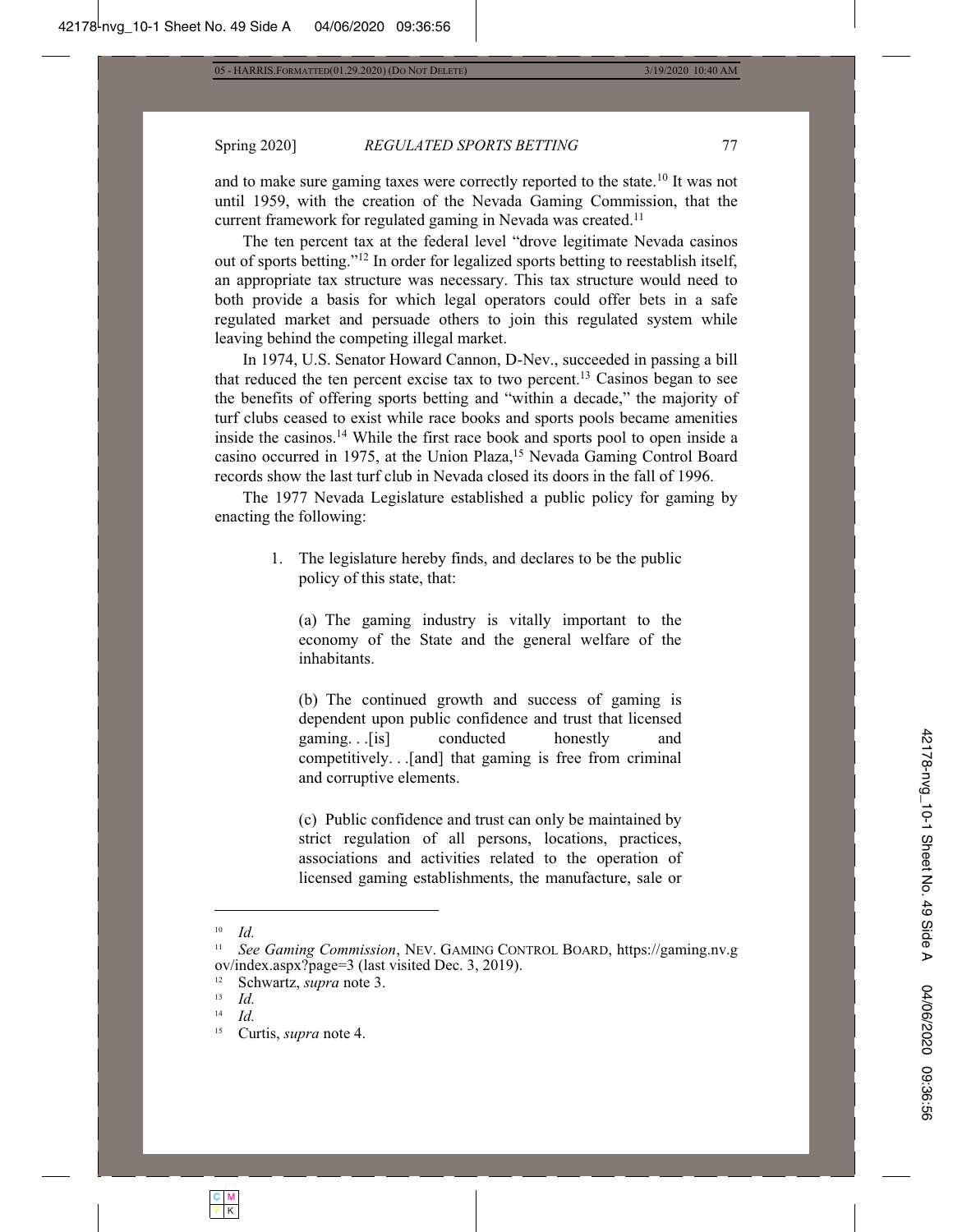and to make sure gaming taxes were correctly reported to the state.[10] It was not until 1959, with the creation of the Nevada Gaming Commission, that the current framework for regulated gaming in Nevada was created.[11]

The ten percent tax at the federal level "drove legitimate Nevada casinos out of sports betting."[12] In order for legalized sports betting to reestablish itself, an appropriate tax structure was necessary. This tax structure would need to both provide a basis for which legal operators could offer bets in a safe regulated market and persuade others to join this regulated system while leaving behind the competing illegal market.

In 1974, U.S. Senator Howard Cannon, D-Nev., succeeded in passing a bill that reduced the ten percent excise tax to two percent.[13] Casinos began to see the benefits of offering sports betting and "within a decade," the majority of turf clubs ceased to exist while race books and sports pools became amenities inside the casinos.[14] While the first race book and sports pool to open inside a casino occurred in 1975, at the Union Plaza,[15] Nevada Gaming Control Board records show the last turf club in Nevada closed its doors in the fall of 1996.

The 1977 Nevada Legislature established a public policy for gaming by enacting the following:

> 1. The legislature hereby finds, and declares to be the public policy of this state, that:
>
> (a) The gaming industry is vitally important to the economy of the State and the general welfare of the inhabitants.
>
> (b) The continued growth and success of gaming is dependent upon public confidence and trust that licensed gaming. . .[is] conducted honestly and competitively. . .[and] that gaming is free from criminal and corruptive elements.
>
> (c) Public confidence and trust can only be maintained by strict regulation of all persons, locations, practices, associations and activities related to the operation of licensed gaming establishments, the manufacture, sale or

---

[10] *Id.*

[11] *See Gaming Commission*, NEV. GAMING CONTROL BOARD, https://gaming.nv.gov/index.aspx?page=3 (last visited Dec. 3, 2019).

[12] Schwartz, *supra* note 3.

[13] *Id.*

[14] *Id.*

[15] Curtis, *supra* note 4.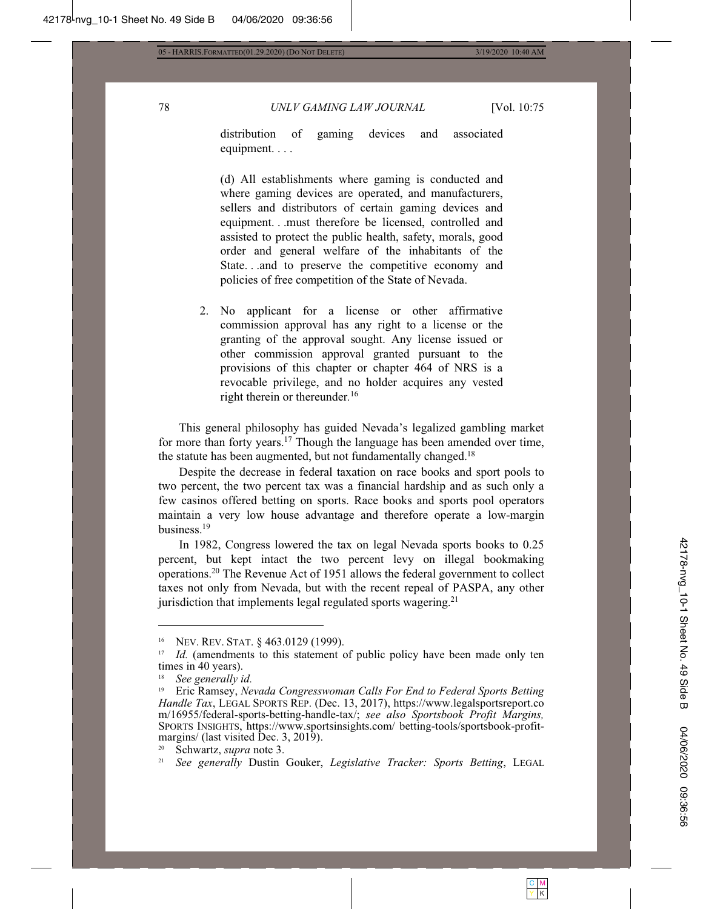> distribution of gaming devices and associated equipment. . . .
>
> (d) All establishments where gaming is conducted and where gaming devices are operated, and manufacturers, sellers and distributors of certain gaming devices and equipment. . .must therefore be licensed, controlled and assisted to protect the public health, safety, morals, good order and general welfare of the inhabitants of the State. . .and to preserve the competitive economy and policies of free competition of the State of Nevada.
>
> 2. No applicant for a license or other affirmative commission approval has any right to a license or the granting of the approval sought. Any license issued or other commission approval granted pursuant to the provisions of this chapter or chapter 464 of NRS is a revocable privilege, and no holder acquires any vested right therein or thereunder.[16]

This general philosophy has guided Nevada's legalized gambling market for more than forty years.[17] Though the language has been amended over time, the statute has been augmented, but not fundamentally changed.[18]

Despite the decrease in federal taxation on race books and sport pools to two percent, the two percent tax was a financial hardship and as such only a few casinos offered betting on sports. Race books and sports pool operators maintain a very low house advantage and therefore operate a low-margin business.[19]

In 1982, Congress lowered the tax on legal Nevada sports books to 0.25 percent, but kept intact the two percent levy on illegal bookmaking operations.[20] The Revenue Act of 1951 allows the federal government to collect taxes not only from Nevada, but with the recent repeal of PASPA, any other jurisdiction that implements legal regulated sports wagering.[21]

---

[16] NEV. REV. STAT. § 463.0129 (1999).

[17] *Id.* (amendments to this statement of public policy have been made only ten times in 40 years).

[18] *See generally id.*

[19] Eric Ramsey, *Nevada Congresswoman Calls For End to Federal Sports Betting Handle Tax*, LEGAL SPORTS REP. (Dec. 13, 2017), https://www.legalsportsreport.com/16955/federal-sports-betting-handle-tax/; *see also Sportsbook Profit Margins,* SPORTS INSIGHTS, https://www.sportsinsights.com/ betting-tools/sportsbook-profit-margins/ (last visited Dec. 3, 2019).

[20] Schwartz, *supra* note 3.

[21] *See generally* Dustin Gouker, *Legislative Tracker: Sports Betting*, LEGAL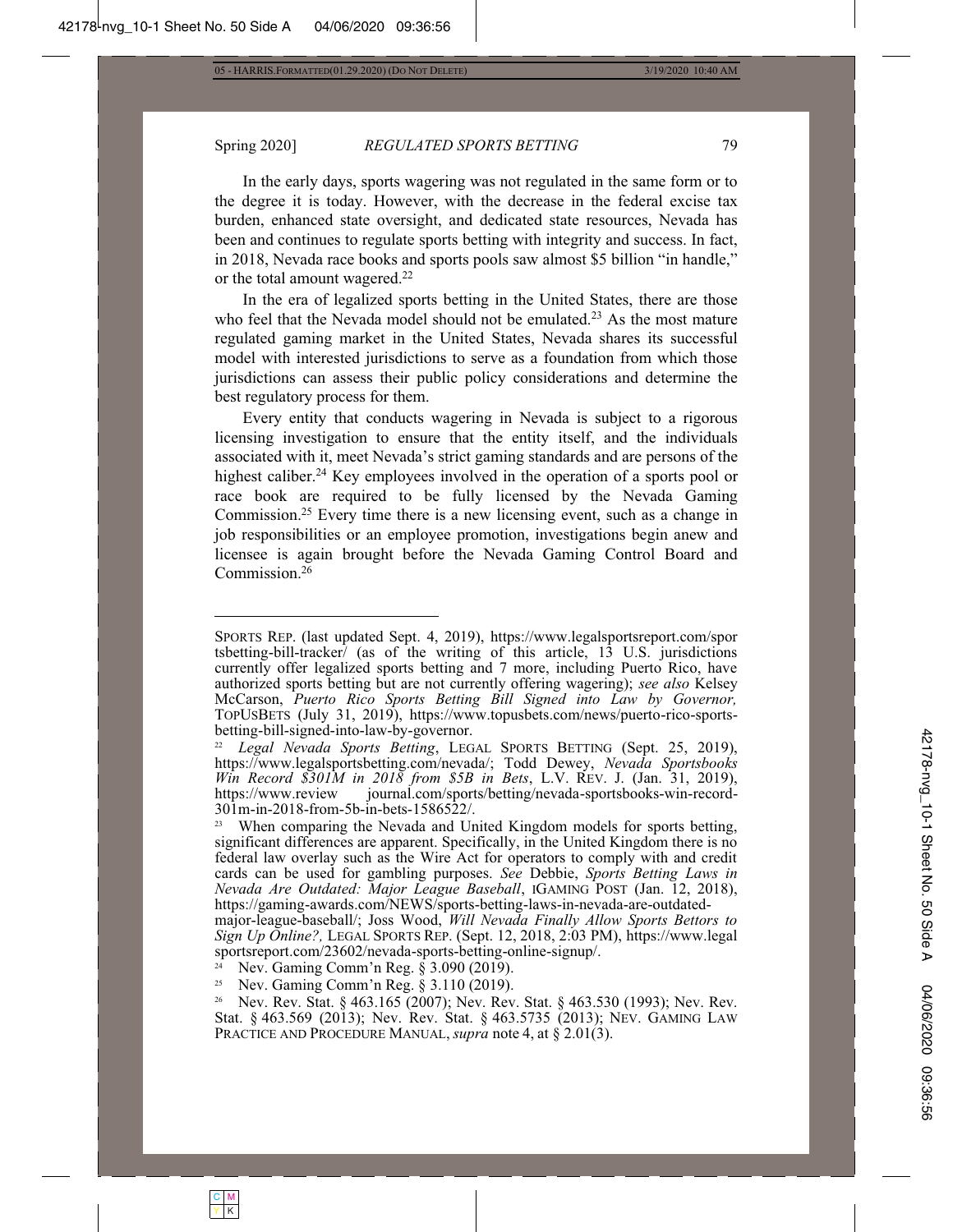In the early days, sports wagering was not regulated in the same form or to the degree it is today. However, with the decrease in the federal excise tax burden, enhanced state oversight, and dedicated state resources, Nevada has been and continues to regulate sports betting with integrity and success. In fact, in 2018, Nevada race books and sports pools saw almost $5 billion "in handle," or the total amount wagered.[22]

In the era of legalized sports betting in the United States, there are those who feel that the Nevada model should not be emulated.[23] As the most mature regulated gaming market in the United States, Nevada shares its successful model with interested jurisdictions to serve as a foundation from which those jurisdictions can assess their public policy considerations and determine the best regulatory process for them.

Every entity that conducts wagering in Nevada is subject to a rigorous licensing investigation to ensure that the entity itself, and the individuals associated with it, meet Nevada's strict gaming standards and are persons of the highest caliber.[24] Key employees involved in the operation of a sports pool or race book are required to be fully licensed by the Nevada Gaming Commission.[25] Every time there is a new licensing event, such as a change in job responsibilities or an employee promotion, investigations begin anew and licensee is again brought before the Nevada Gaming Control Board and Commission.[26]

---

SPORTS REP. (last updated Sept. 4, 2019), https://www.legalsportsreport.com/sportsbetting-bill-tracker/ (as of the writing of this article, 13 U.S. jurisdictions currently offer legalized sports betting and 7 more, including Puerto Rico, have authorized sports betting but are not currently offering wagering); *see also* Kelsey McCarson, *Puerto Rico Sports Betting Bill Signed into Law by Governor,* TOPUSBETS (July 31, 2019), https://www.topusbets.com/news/puerto-rico-sports-betting-bill-signed-into-law-by-governor.

[22] *Legal Nevada Sports Betting*, LEGAL SPORTS BETTING (Sept. 25, 2019), https://www.legalsportsbetting.com/nevada/; Todd Dewey, *Nevada Sportsbooks Win Record $301M in 2018 from $5B in Bets*, L.V. REV. J. (Jan. 31, 2019), https://www.reviewjournal.com/sports/betting/nevada-sportsbooks-win-record-301m-in-2018-from-5b-in-bets-1586522/.

[23] When comparing the Nevada and United Kingdom models for sports betting, significant differences are apparent. Specifically, in the United Kingdom there is no federal law overlay such as the Wire Act for operators to comply with and credit cards can be used for gambling purposes. *See* Debbie, *Sports Betting Laws in Nevada Are Outdated: Major League Baseball*, IGAMING POST (Jan. 12, 2018), https://gaming-awards.com/NEWS/sports-betting-laws-in-nevada-are-outdated-major-league-baseball/; Joss Wood, *Will Nevada Finally Allow Sports Bettors to Sign Up Online?,* LEGAL SPORTS REP. (Sept. 12, 2018, 2:03 PM), https://www.legalsportsreport.com/23602/nevada-sports-betting-online-signup/.

[24] Nev. Gaming Comm'n Reg. § 3.090 (2019).

[25] Nev. Gaming Comm'n Reg. § 3.110 (2019).

[26] Nev. Rev. Stat. § 463.165 (2007); Nev. Rev. Stat. § 463.530 (1993); Nev. Rev. Stat. § 463.569 (2013); Nev. Rev. Stat. § 463.5735 (2013); NEV. GAMING LAW PRACTICE AND PROCEDURE MANUAL, *supra* note 4, at § 2.01(3).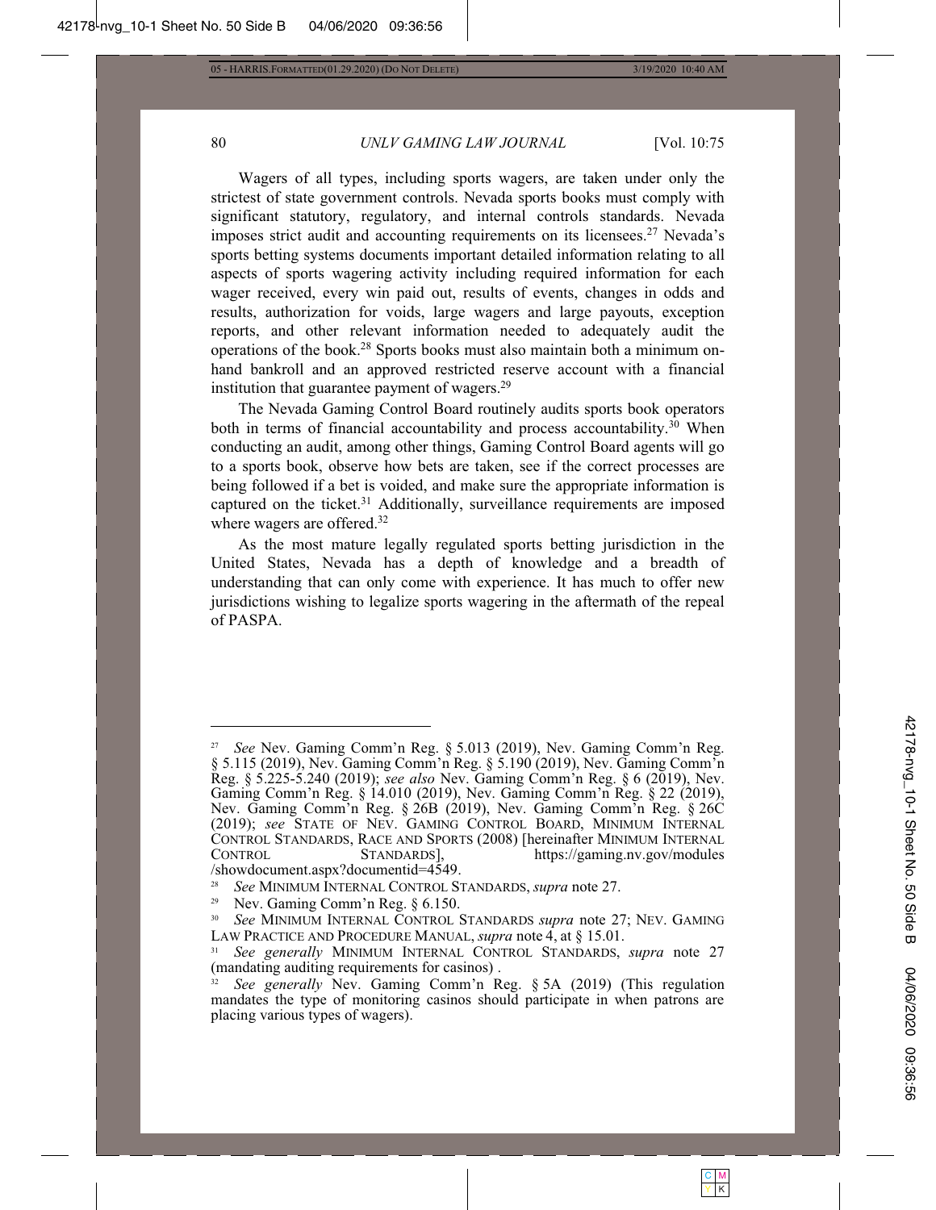Wagers of all types, including sports wagers, are taken under only the strictest of state government controls. Nevada sports books must comply with significant statutory, regulatory, and internal controls standards. Nevada imposes strict audit and accounting requirements on its licensees.[27] Nevada's sports betting systems documents important detailed information relating to all aspects of sports wagering activity including required information for each wager received, every win paid out, results of events, changes in odds and results, authorization for voids, large wagers and large payouts, exception reports, and other relevant information needed to adequately audit the operations of the book.[28] Sports books must also maintain both a minimum on-hand bankroll and an approved restricted reserve account with a financial institution that guarantee payment of wagers.[29]

The Nevada Gaming Control Board routinely audits sports book operators both in terms of financial accountability and process accountability.[30] When conducting an audit, among other things, Gaming Control Board agents will go to a sports book, observe how bets are taken, see if the correct processes are being followed if a bet is voided, and make sure the appropriate information is captured on the ticket.[31] Additionally, surveillance requirements are imposed where wagers are offered.[32]

As the most mature legally regulated sports betting jurisdiction in the United States, Nevada has a depth of knowledge and a breadth of understanding that can only come with experience. It has much to offer new jurisdictions wishing to legalize sports wagering in the aftermath of the repeal of PASPA.

---

[27] *See* Nev. Gaming Comm'n Reg. § 5.013 (2019), Nev. Gaming Comm'n Reg. § 5.115 (2019), Nev. Gaming Comm'n Reg. § 5.190 (2019), Nev. Gaming Comm'n Reg. § 5.225-5.240 (2019); *see also* Nev. Gaming Comm'n Reg. § 6 (2019), Nev. Gaming Comm'n Reg. § 14.010 (2019), Nev. Gaming Comm'n Reg. § 22 (2019), Nev. Gaming Comm'n Reg. § 26B (2019), Nev. Gaming Comm'n Reg. § 26C (2019); *see* STATE OF NEV. GAMING CONTROL BOARD, MINIMUM INTERNAL CONTROL STANDARDS, RACE AND SPORTS (2008) [hereinafter MINIMUM INTERNAL CONTROL STANDARDS], https://gaming.nv.gov/modules/showdocument.aspx?documentid=4549.

[28] *See* MINIMUM INTERNAL CONTROL STANDARDS, *supra* note 27.

[29] Nev. Gaming Comm'n Reg. § 6.150.

[30] *See* MINIMUM INTERNAL CONTROL STANDARDS *supra* note 27; NEV. GAMING LAW PRACTICE AND PROCEDURE MANUAL, *supra* note 4, at § 15.01.

[31] *See generally* MINIMUM INTERNAL CONTROL STANDARDS, *supra* note 27 (mandating auditing requirements for casinos) .

[32] *See generally* Nev. Gaming Comm'n Reg. § 5A (2019) (This regulation mandates the type of monitoring casinos should participate in when patrons are placing various types of wagers).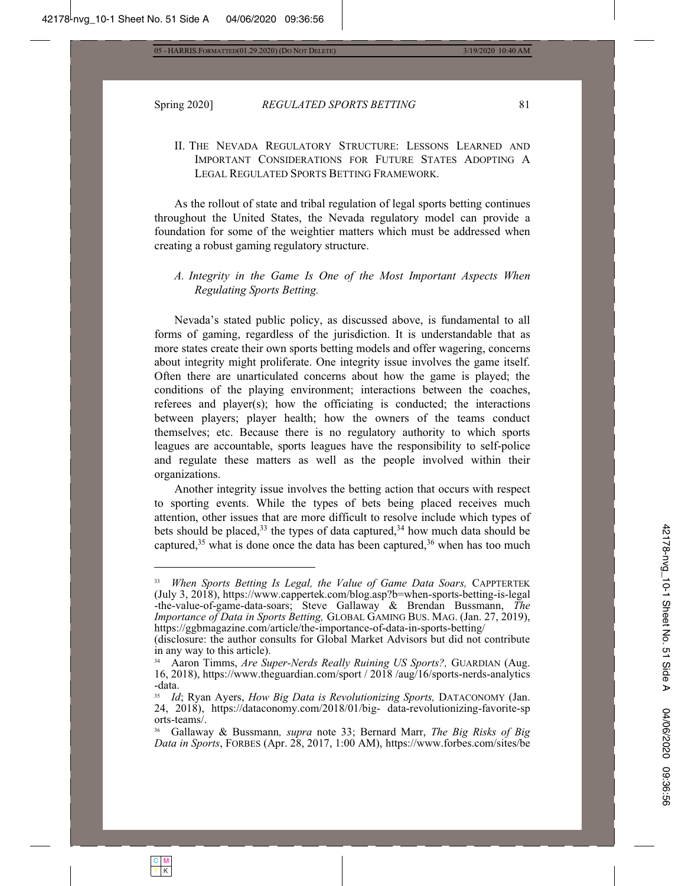## II. The Nevada Regulatory Structure: Lessons Learned and Important Considerations for Future States Adopting A Legal Regulated Sports Betting Framework.

As the rollout of state and tribal regulation of legal sports betting continues throughout the United States, the Nevada regulatory model can provide a foundation for some of the weightier matters which must be addressed when creating a robust gaming regulatory structure.

### *A. Integrity in the Game Is One of the Most Important Aspects When Regulating Sports Betting.*

Nevada's stated public policy, as discussed above, is fundamental to all forms of gaming, regardless of the jurisdiction. It is understandable that as more states create their own sports betting models and offer wagering, concerns about integrity might proliferate. One integrity issue involves the game itself. Often there are unarticulated concerns about how the game is played; the conditions of the playing environment; interactions between the coaches, referees and player(s); how the officiating is conducted; the interactions between players; player health; how the owners of the teams conduct themselves; etc. Because there is no regulatory authority to which sports leagues are accountable, sports leagues have the responsibility to self-police and regulate these matters as well as the people involved within their organizations.

Another integrity issue involves the betting action that occurs with respect to sporting events. While the types of bets being placed receives much attention, other issues that are more difficult to resolve include which types of bets should be placed,[33] the types of data captured,[34] how much data should be captured,[35] what is done once the data has been captured,[36] when has too much

---

[33] *When Sports Betting Is Legal, the Value of Game Data Soars,* CAPPTERTEK (July 3, 2018), https://www.cappertek.com/blog.asp?b=when-sports-betting-is-legal-the-value-of-game-data-soars; Steve Gallaway & Brendan Bussmann, *The Importance of Data in Sports Betting,* GLOBAL GAMING BUS. MAG. (Jan. 27, 2019), https://ggbmagazine.com/article/the-importance-of-data-in-sports-betting/ (disclosure: the author consults for Global Market Advisors but did not contribute in any way to this article).

[34] Aaron Timms, *Are Super-Nerds Really Ruining US Sports?,* GUARDIAN (Aug. 16, 2018), https://www.theguardian.com/sport / 2018 /aug/16/sports-nerds-analytics-data.

[35] *Id*; Ryan Ayers, *How Big Data is Revolutionizing Sports,* DATACONOMY (Jan. 24, 2018), https://dataconomy.com/2018/01/big- data-revolutionizing-favorite-sports-teams/.

[36] Gallaway & Bussmann*, supra* note 33; Bernard Marr, *The Big Risks of Big Data in Sports*, FORBES (Apr. 28, 2017, 1:00 AM), https://www.forbes.com/sites/be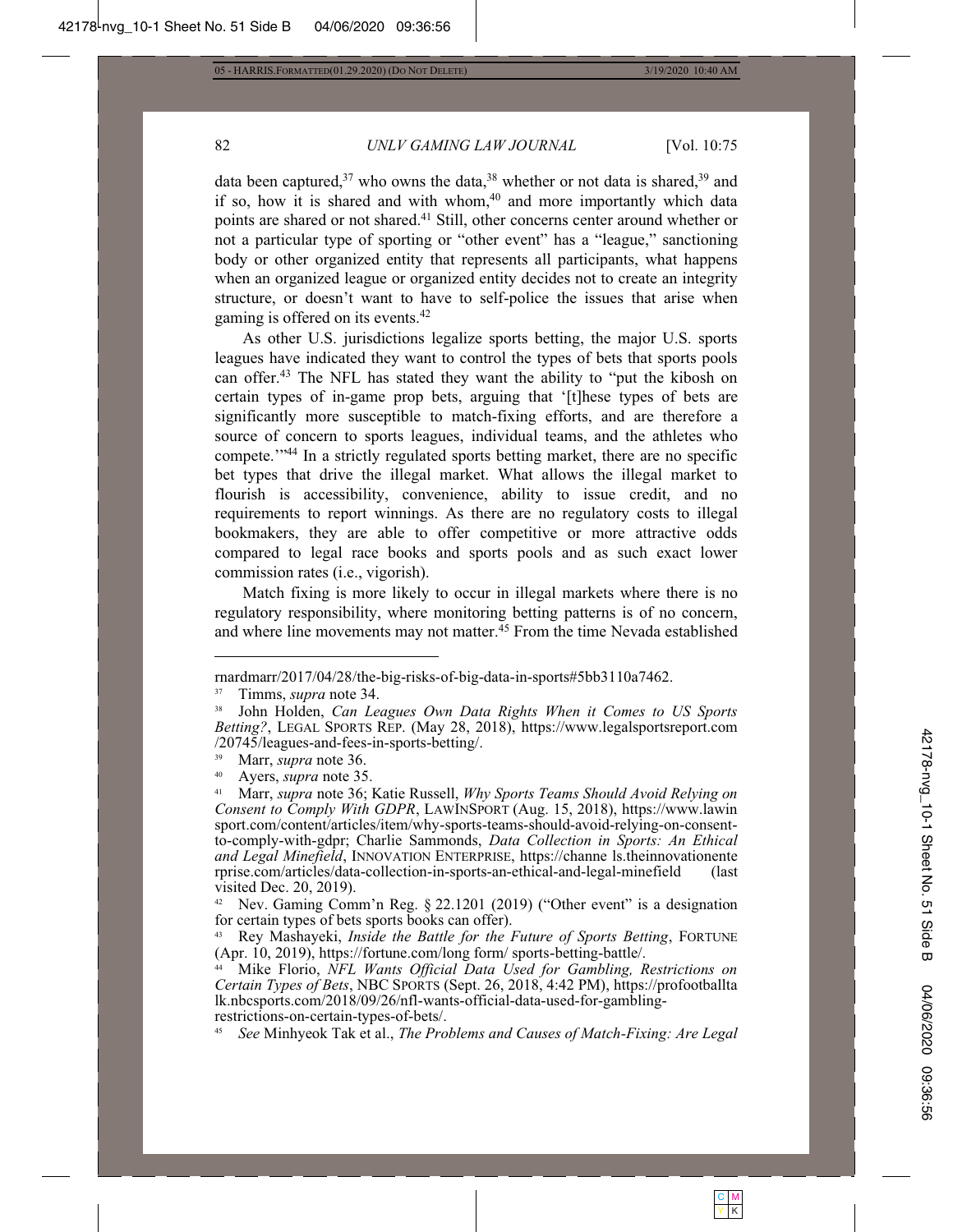data been captured,[37] who owns the data,[38] whether or not data is shared,[39] and if so, how it is shared and with whom,[40] and more importantly which data points are shared or not shared.[41] Still, other concerns center around whether or not a particular type of sporting or "other event" has a "league," sanctioning body or other organized entity that represents all participants, what happens when an organized league or organized entity decides not to create an integrity structure, or doesn't want to have to self-police the issues that arise when gaming is offered on its events.[42]

As other U.S. jurisdictions legalize sports betting, the major U.S. sports leagues have indicated they want to control the types of bets that sports pools can offer.[43] The NFL has stated they want the ability to "put the kibosh on certain types of in-game prop bets, arguing that '[t]hese types of bets are significantly more susceptible to match-fixing efforts, and are therefore a source of concern to sports leagues, individual teams, and the athletes who compete.'"[44] In a strictly regulated sports betting market, there are no specific bet types that drive the illegal market. What allows the illegal market to flourish is accessibility, convenience, ability to issue credit, and no requirements to report winnings. As there are no regulatory costs to illegal bookmakers, they are able to offer competitive or more attractive odds compared to legal race books and sports pools and as such exact lower commission rates (i.e., vigorish).

Match fixing is more likely to occur in illegal markets where there is no regulatory responsibility, where monitoring betting patterns is of no concern, and where line movements may not matter.[45] From the time Nevada established

---

rnardmarr/2017/04/28/the-big-risks-of-big-data-in-sports#5bb3110a7462.

[37] Timms, *supra* note 34.

[38] John Holden, *Can Leagues Own Data Rights When it Comes to US Sports Betting?*, LEGAL SPORTS REP. (May 28, 2018), https://www.legalsportsreport.com/20745/leagues-and-fees-in-sports-betting/.

[39] Marr, *supra* note 36.

[40] Ayers, *supra* note 35.

[41] Marr, *supra* note 36; Katie Russell, *Why Sports Teams Should Avoid Relying on Consent to Comply With GDPR*, LAWINSPORT (Aug. 15, 2018), https://www.lawinsport.com/content/articles/item/why-sports-teams-should-avoid-relying-on-consent-to-comply-with-gdpr; Charlie Sammonds, *Data Collection in Sports: An Ethical and Legal Minefield*, INNOVATION ENTERPRISE, https://channels.theinnovationenterprise.com/articles/data-collection-in-sports-an-ethical-and-legal-minefield (last visited Dec. 20, 2019).

[42] Nev. Gaming Comm'n Reg. § 22.1201 (2019) ("Other event" is a designation for certain types of bets sports books can offer).

[43] Rey Mashayeki, *Inside the Battle for the Future of Sports Betting*, FORTUNE (Apr. 10, 2019), https://fortune.com/long form/ sports-betting-battle/.

[44] Mike Florio, *NFL Wants Official Data Used for Gambling, Restrictions on Certain Types of Bets*, NBC SPORTS (Sept. 26, 2018, 4:42 PM), https://profootballtalk.nbcsports.com/2018/09/26/nfl-wants-official-data-used-for-gambling-restrictions-on-certain-types-of-bets/.

[45] *See* Minhyeok Tak et al., *The Problems and Causes of Match-Fixing: Are Legal*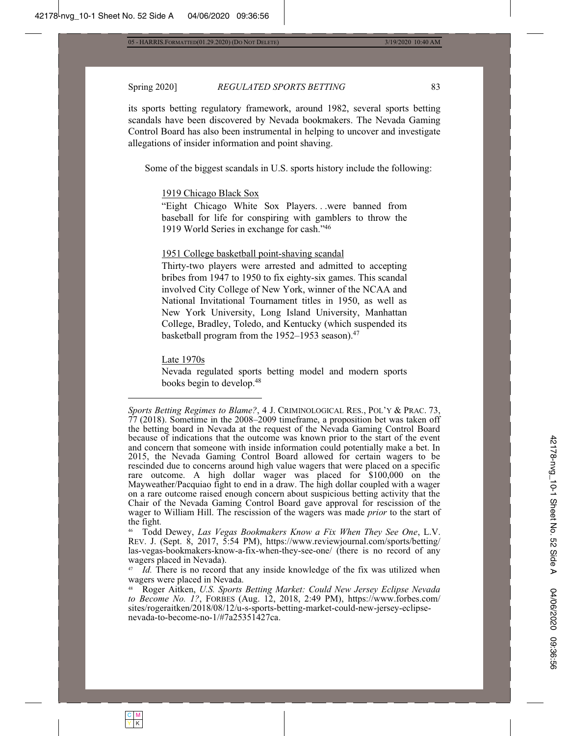its sports betting regulatory framework, around 1982, several sports betting scandals have been discovered by Nevada bookmakers. The Nevada Gaming Control Board has also been instrumental in helping to uncover and investigate allegations of insider information and point shaving.

Some of the biggest scandals in U.S. sports history include the following:

> 1919 Chicago Black Sox
>
> "Eight Chicago White Sox Players. . .were banned from baseball for life for conspiring with gamblers to throw the 1919 World Series in exchange for cash."[46]
>
> 1951 College basketball point-shaving scandal
>
> Thirty-two players were arrested and admitted to accepting bribes from 1947 to 1950 to fix eighty-six games. This scandal involved City College of New York, winner of the NCAA and National Invitational Tournament titles in 1950, as well as New York University, Long Island University, Manhattan College, Bradley, Toledo, and Kentucky (which suspended its basketball program from the 1952–1953 season).[47]
>
> Late 1970s
>
> Nevada regulated sports betting model and modern sports books begin to develop.[48]

---

*Sports Betting Regimes to Blame?*, 4 J. CRIMINOLOGICAL RES., POL'Y & PRAC. 73, 77 (2018). Sometime in the 2008–2009 timeframe, a proposition bet was taken off the betting board in Nevada at the request of the Nevada Gaming Control Board because of indications that the outcome was known prior to the start of the event and concern that someone with inside information could potentially make a bet. In 2015, the Nevada Gaming Control Board allowed for certain wagers to be rescinded due to concerns around high value wagers that were placed on a specific rare outcome. A high dollar wager was placed for $100,000 on the Mayweather/Pacquiao fight to end in a draw. The high dollar coupled with a wager on a rare outcome raised enough concern about suspicious betting activity that the Chair of the Nevada Gaming Control Board gave approval for rescission of the wager to William Hill. The rescission of the wagers was made *prior* to the start of the fight.

[46] Todd Dewey, *Las Vegas Bookmakers Know a Fix When They See One*, L.V. REV. J. (Sept. 8, 2017, 5:54 PM), https://www.reviewjournal.com/sports/betting/las-vegas-bookmakers-know-a-fix-when-they-see-one/ (there is no record of any wagers placed in Nevada).

[47] *Id.* There is no record that any inside knowledge of the fix was utilized when wagers were placed in Nevada.

[48] Roger Aitken, *U.S. Sports Betting Market: Could New Jersey Eclipse Nevada to Become No. 1?*, FORBES (Aug. 12, 2018, 2:49 PM), https://www.forbes.com/sites/rogeraitken/2018/08/12/u-s-sports-betting-market-could-new-jersey-eclipse-nevada-to-become-no-1/#7a25351427ca.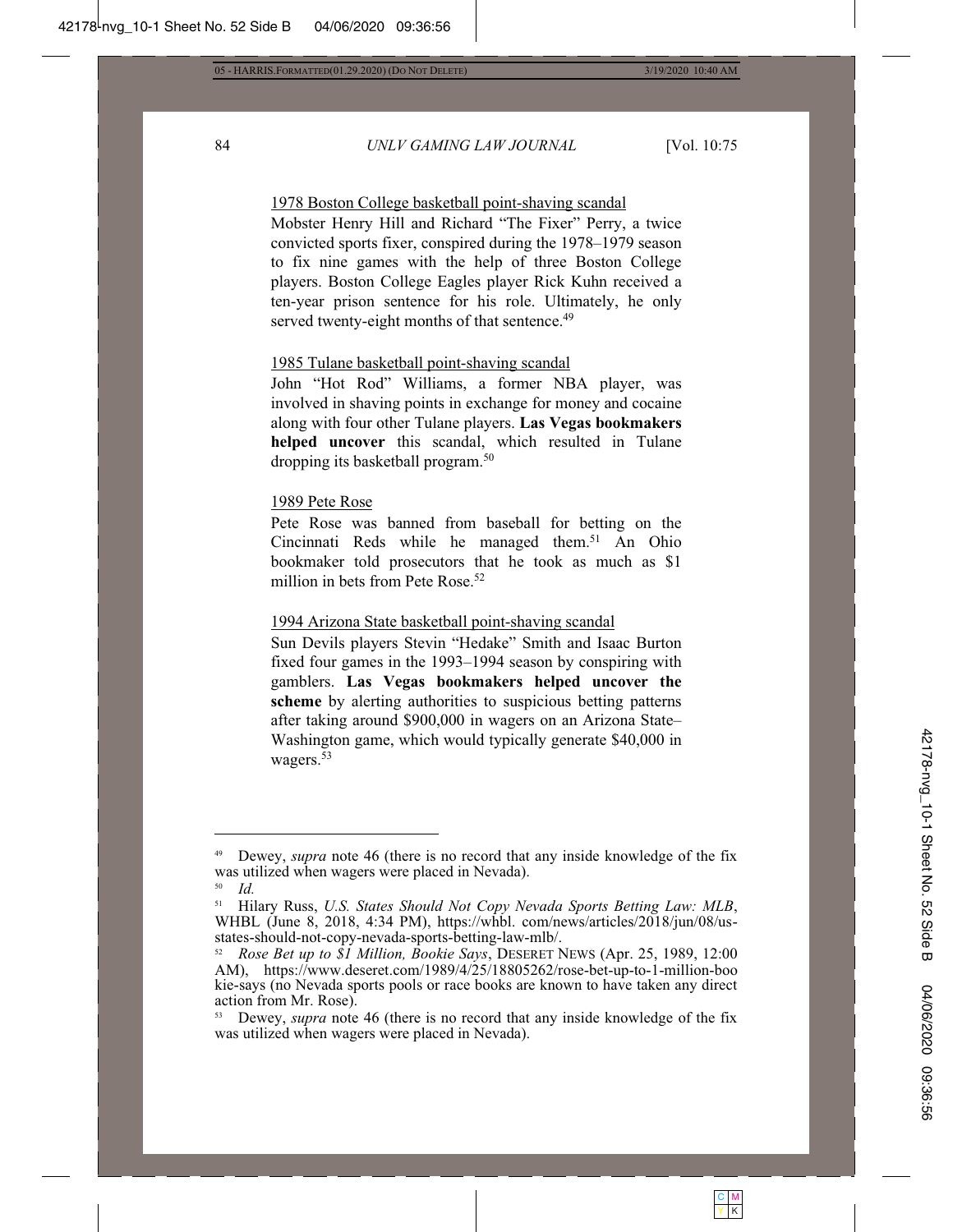<u>1978 Boston College basketball point-shaving scandal</u>

Mobster Henry Hill and Richard "The Fixer" Perry, a twice convicted sports fixer, conspired during the 1978–1979 season to fix nine games with the help of three Boston College players. Boston College Eagles player Rick Kuhn received a ten-year prison sentence for his role. Ultimately, he only served twenty-eight months of that sentence.[49]

<u>1985 Tulane basketball point-shaving scandal</u>

John "Hot Rod" Williams, a former NBA player, was involved in shaving points in exchange for money and cocaine along with four other Tulane players. **Las Vegas bookmakers helped uncover** this scandal, which resulted in Tulane dropping its basketball program.[50]

<u>1989 Pete Rose</u>

Pete Rose was banned from baseball for betting on the Cincinnati Reds while he managed them.[51] An Ohio bookmaker told prosecutors that he took as much as $1 million in bets from Pete Rose.[52]

<u>1994 Arizona State basketball point-shaving scandal</u>

Sun Devils players Stevin "Hedake" Smith and Isaac Burton fixed four games in the 1993–1994 season by conspiring with gamblers. **Las Vegas bookmakers helped uncover the scheme** by alerting authorities to suspicious betting patterns after taking around $900,000 in wagers on an Arizona State–Washington game, which would typically generate $40,000 in wagers.[53]

---

[49] Dewey, *supra* note 46 (there is no record that any inside knowledge of the fix was utilized when wagers were placed in Nevada).

[50] *Id.*

[51] Hilary Russ, *U.S. States Should Not Copy Nevada Sports Betting Law: MLB*, WHBL (June 8, 2018, 4:34 PM), https://whbl. com/news/articles/2018/jun/08/us-states-should-not-copy-nevada-sports-betting-law-mlb/.

[52] *Rose Bet up to $1 Million, Bookie Says*, DESERET NEWS (Apr. 25, 1989, 12:00 AM), https://www.deseret.com/1989/4/25/18805262/rose-bet-up-to-1-million-bookie-says (no Nevada sports pools or race books are known to have taken any direct action from Mr. Rose).

[53] Dewey, *supra* note 46 (there is no record that any inside knowledge of the fix was utilized when wagers were placed in Nevada).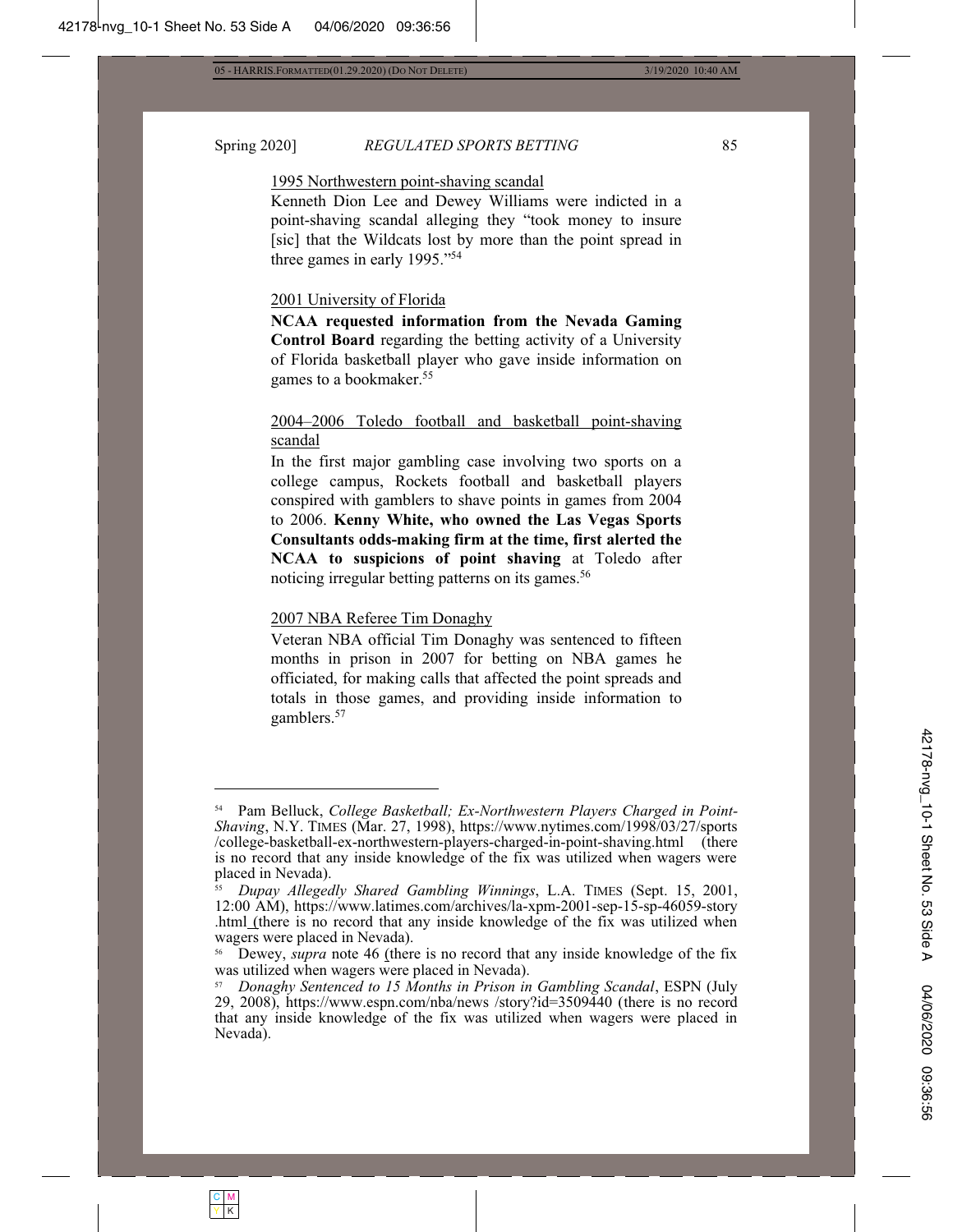1995 Northwestern point-shaving scandal

Kenneth Dion Lee and Dewey Williams were indicted in a point-shaving scandal alleging they "took money to insure [sic] that the Wildcats lost by more than the point spread in three games in early 1995."[54]

2001 University of Florida

**NCAA requested information from the Nevada Gaming Control Board** regarding the betting activity of a University of Florida basketball player who gave inside information on games to a bookmaker.[55]

2004–2006 Toledo football and basketball point-shaving scandal

In the first major gambling case involving two sports on a college campus, Rockets football and basketball players conspired with gamblers to shave points in games from 2004 to 2006. **Kenny White, who owned the Las Vegas Sports Consultants odds-making firm at the time, first alerted the NCAA to suspicions of point shaving** at Toledo after noticing irregular betting patterns on its games.[56]

2007 NBA Referee Tim Donaghy

Veteran NBA official Tim Donaghy was sentenced to fifteen months in prison in 2007 for betting on NBA games he officiated, for making calls that affected the point spreads and totals in those games, and providing inside information to gamblers.[57]

---

[54] Pam Belluck, *College Basketball; Ex-Northwestern Players Charged in Point-Shaving*, N.Y. TIMES (Mar. 27, 1998), https://www.nytimes.com/1998/03/27/sports/college-basketball-ex-northwestern-players-charged-in-point-shaving.html (there is no record that any inside knowledge of the fix was utilized when wagers were placed in Nevada).

[55] *Dupay Allegedly Shared Gambling Winnings*, L.A. TIMES (Sept. 15, 2001, 12:00 AM), https://www.latimes.com/archives/la-xpm-2001-sep-15-sp-46059-story.html (there is no record that any inside knowledge of the fix was utilized when wagers were placed in Nevada).

[56] Dewey, *supra* note 46 (there is no record that any inside knowledge of the fix was utilized when wagers were placed in Nevada).

[57] *Donaghy Sentenced to 15 Months in Prison in Gambling Scandal*, ESPN (July 29, 2008), https://www.espn.com/nba/news/story?id=3509440 (there is no record that any inside knowledge of the fix was utilized when wagers were placed in Nevada).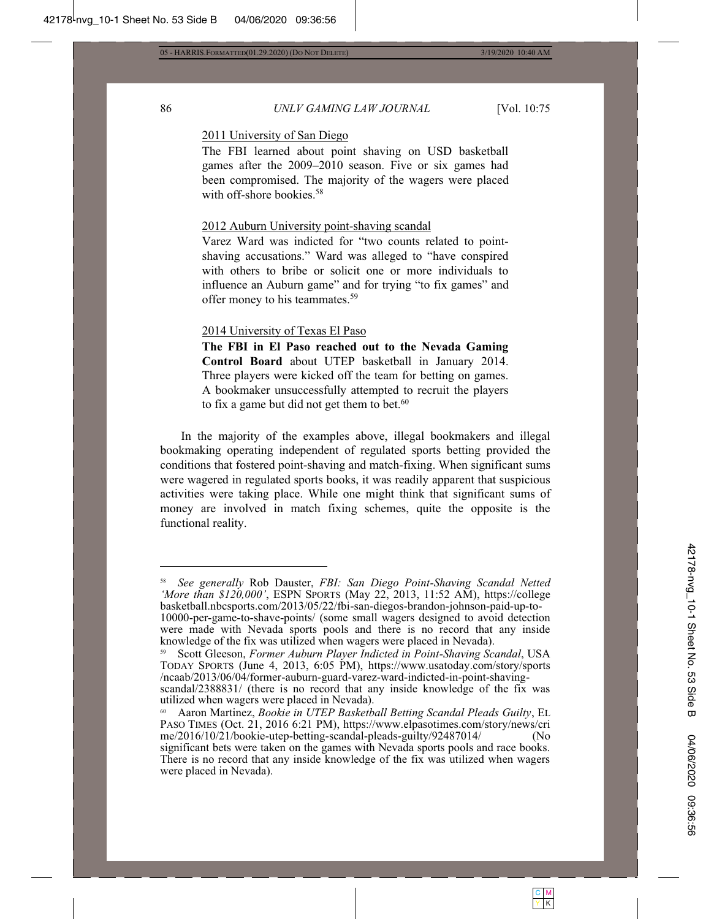<u>2011 University of San Diego</u>

The FBI learned about point shaving on USD basketball games after the 2009–2010 season. Five or six games had been compromised. The majority of the wagers were placed with off-shore bookies.[58]

<u>2012 Auburn University point-shaving scandal</u>

Varez Ward was indicted for "two counts related to point-shaving accusations." Ward was alleged to "have conspired with others to bribe or solicit one or more individuals to influence an Auburn game" and for trying "to fix games" and offer money to his teammates.[59]

<u>2014 University of Texas El Paso</u>

**The FBI in El Paso reached out to the Nevada Gaming Control Board** about UTEP basketball in January 2014. Three players were kicked off the team for betting on games. A bookmaker unsuccessfully attempted to recruit the players to fix a game but did not get them to bet.[60]

In the majority of the examples above, illegal bookmakers and illegal bookmaking operating independent of regulated sports betting provided the conditions that fostered point-shaving and match-fixing. When significant sums were wagered in regulated sports books, it was readily apparent that suspicious activities were taking place. While one might think that significant sums of money are involved in match fixing schemes, quite the opposite is the functional reality.

---

[58] *See generally* Rob Dauster, *FBI: San Diego Point-Shaving Scandal Netted 'More than $120,000'*, ESPN SPORTS (May 22, 2013, 11:52 AM), https://collegebasketball.nbcsports.com/2013/05/22/fbi-san-diegos-brandon-johnson-paid-up-to-10000-per-game-to-shave-points/ (some small wagers designed to avoid detection were made with Nevada sports pools and there is no record that any inside knowledge of the fix was utilized when wagers were placed in Nevada).

[59] Scott Gleeson, *Former Auburn Player Indicted in Point-Shaving Scandal*, USA TODAY SPORTS (June 4, 2013, 6:05 PM), https://www.usatoday.com/story/sports/ncaab/2013/06/04/former-auburn-guard-varez-ward-indicted-in-point-shaving-scandal/2388831/ (there is no record that any inside knowledge of the fix was utilized when wagers were placed in Nevada).

[60] Aaron Martinez, *Bookie in UTEP Basketball Betting Scandal Pleads Guilty*, EL PASO TIMES (Oct. 21, 2016 6:21 PM), https://www.elpasotimes.com/story/news/crime/2016/10/21/bookie-utep-betting-scandal-pleads-guilty/92487014/ (No significant bets were taken on the games with Nevada sports pools and race books. There is no record that any inside knowledge of the fix was utilized when wagers were placed in Nevada).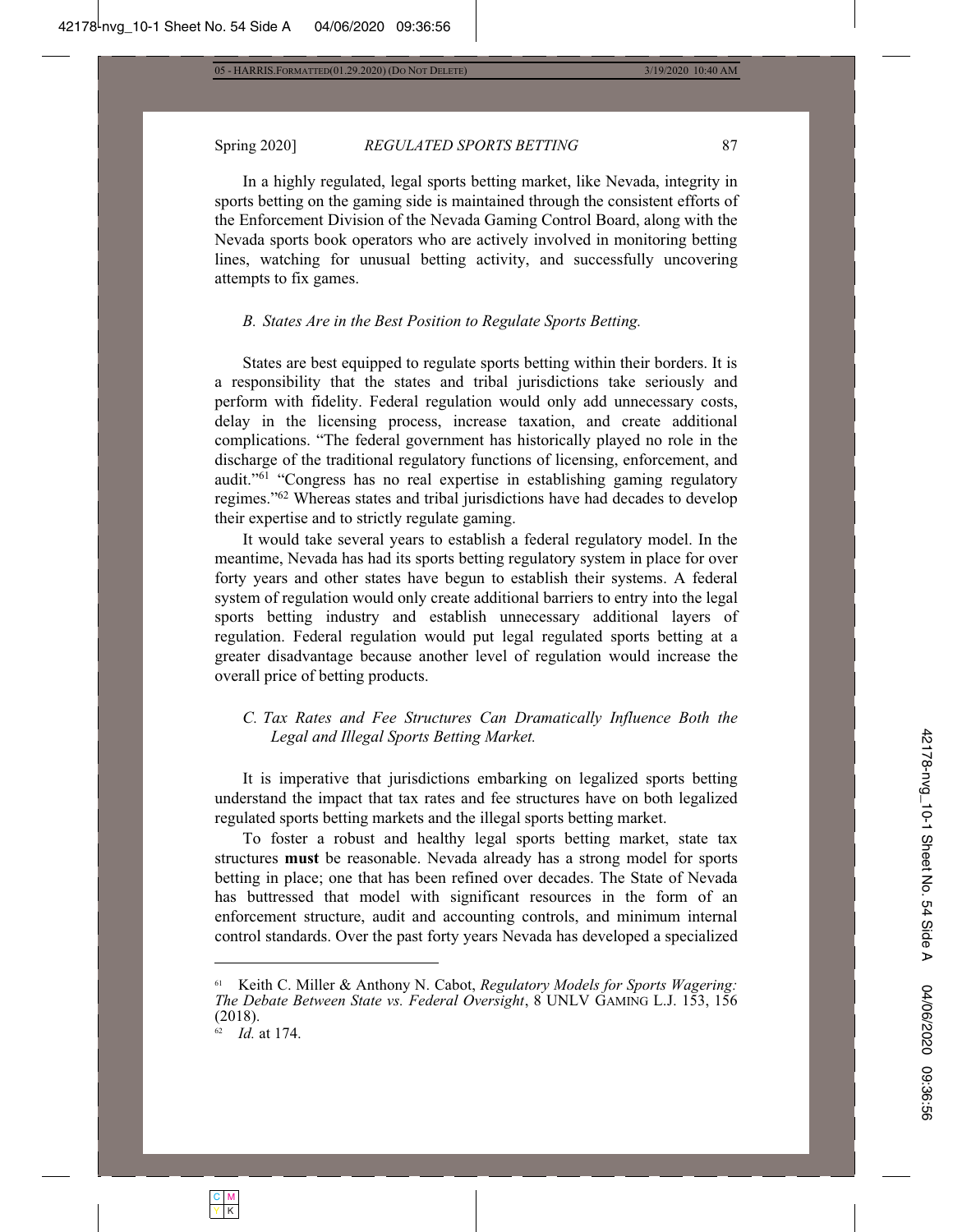In a highly regulated, legal sports betting market, like Nevada, integrity in sports betting on the gaming side is maintained through the consistent efforts of the Enforcement Division of the Nevada Gaming Control Board, along with the Nevada sports book operators who are actively involved in monitoring betting lines, watching for unusual betting activity, and successfully uncovering attempts to fix games.

### *B. States Are in the Best Position to Regulate Sports Betting.*

States are best equipped to regulate sports betting within their borders. It is a responsibility that the states and tribal jurisdictions take seriously and perform with fidelity. Federal regulation would only add unnecessary costs, delay in the licensing process, increase taxation, and create additional complications. "The federal government has historically played no role in the discharge of the traditional regulatory functions of licensing, enforcement, and audit."[61] "Congress has no real expertise in establishing gaming regulatory regimes."[62] Whereas states and tribal jurisdictions have had decades to develop their expertise and to strictly regulate gaming.

It would take several years to establish a federal regulatory model. In the meantime, Nevada has had its sports betting regulatory system in place for over forty years and other states have begun to establish their systems. A federal system of regulation would only create additional barriers to entry into the legal sports betting industry and establish unnecessary additional layers of regulation. Federal regulation would put legal regulated sports betting at a greater disadvantage because another level of regulation would increase the overall price of betting products.

### *C. Tax Rates and Fee Structures Can Dramatically Influence Both the Legal and Illegal Sports Betting Market.*

It is imperative that jurisdictions embarking on legalized sports betting understand the impact that tax rates and fee structures have on both legalized regulated sports betting markets and the illegal sports betting market.

To foster a robust and healthy legal sports betting market, state tax structures **must** be reasonable. Nevada already has a strong model for sports betting in place; one that has been refined over decades. The State of Nevada has buttressed that model with significant resources in the form of an enforcement structure, audit and accounting controls, and minimum internal control standards. Over the past forty years Nevada has developed a specialized

---

[61] Keith C. Miller & Anthony N. Cabot, *Regulatory Models for Sports Wagering: The Debate Between State vs. Federal Oversight*, 8 UNLV GAMING L.J. 153, 156 (2018).

[62] *Id.* at 174.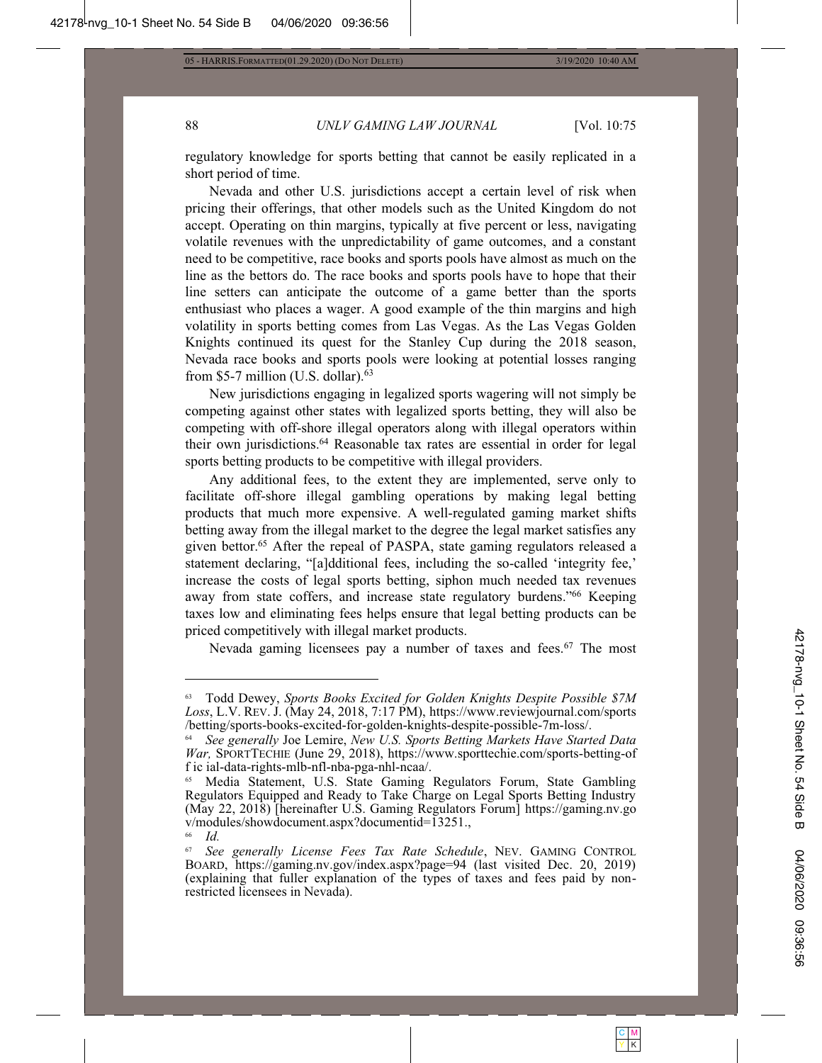regulatory knowledge for sports betting that cannot be easily replicated in a short period of time.

Nevada and other U.S. jurisdictions accept a certain level of risk when pricing their offerings, that other models such as the United Kingdom do not accept. Operating on thin margins, typically at five percent or less, navigating volatile revenues with the unpredictability of game outcomes, and a constant need to be competitive, race books and sports pools have almost as much on the line as the bettors do. The race books and sports pools have to hope that their line setters can anticipate the outcome of a game better than the sports enthusiast who places a wager. A good example of the thin margins and high volatility in sports betting comes from Las Vegas. As the Las Vegas Golden Knights continued its quest for the Stanley Cup during the 2018 season, Nevada race books and sports pools were looking at potential losses ranging from $5-7 million (U.S. dollar).[63]

New jurisdictions engaging in legalized sports wagering will not simply be competing against other states with legalized sports betting, they will also be competing with off-shore illegal operators along with illegal operators within their own jurisdictions.[64] Reasonable tax rates are essential in order for legal sports betting products to be competitive with illegal providers.

Any additional fees, to the extent they are implemented, serve only to facilitate off-shore illegal gambling operations by making legal betting products that much more expensive. A well-regulated gaming market shifts betting away from the illegal market to the degree the legal market satisfies any given bettor.[65] After the repeal of PASPA, state gaming regulators released a statement declaring, "[a]dditional fees, including the so-called 'integrity fee,' increase the costs of legal sports betting, siphon much needed tax revenues away from state coffers, and increase state regulatory burdens."[66] Keeping taxes low and eliminating fees helps ensure that legal betting products can be priced competitively with illegal market products.

Nevada gaming licensees pay a number of taxes and fees.[67] The most

---

[63] Todd Dewey, *Sports Books Excited for Golden Knights Despite Possible $7M Loss*, L.V. REV. J. (May 24, 2018, 7:17 PM), https://www.reviewjournal.com/sports/betting/sports-books-excited-for-golden-knights-despite-possible-7m-loss/.

[64] *See generally* Joe Lemire, *New U.S. Sports Betting Markets Have Started Data War,* SPORTTECHIE (June 29, 2018), https://www.sporttechie.com/sports-betting-of f ic ial-data-rights-mlb-nfl-nba-pga-nhl-ncaa/.

[65] Media Statement, U.S. State Gaming Regulators Forum, State Gambling Regulators Equipped and Ready to Take Charge on Legal Sports Betting Industry (May 22, 2018) [hereinafter U.S. Gaming Regulators Forum] https://gaming.nv.gov/modules/showdocument.aspx?documentid=13251.,

[66] *Id.*

[67] *See generally License Fees Tax Rate Schedule*, NEV. GAMING CONTROL BOARD, https://gaming.nv.gov/index.aspx?page=94 (last visited Dec. 20, 2019) (explaining that fuller explanation of the types of taxes and fees paid by non-restricted licensees in Nevada).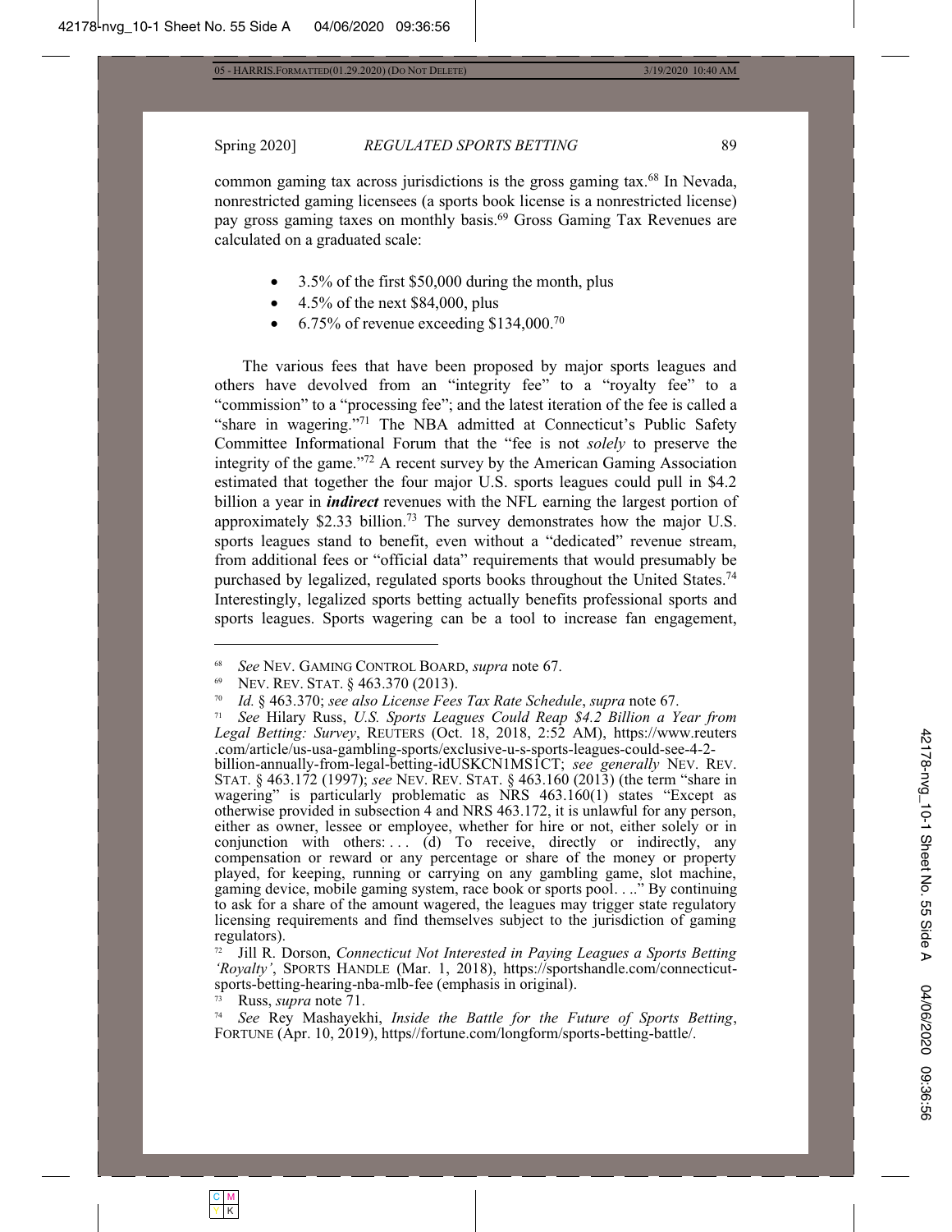common gaming tax across jurisdictions is the gross gaming tax.[68] In Nevada, nonrestricted gaming licensees (a sports book license is a nonrestricted license) pay gross gaming taxes on monthly basis.[69] Gross Gaming Tax Revenues are calculated on a graduated scale:

- 3.5% of the first $50,000 during the month, plus
- 4.5% of the next $84,000, plus
- 6.75% of revenue exceeding $134,000.[70]

The various fees that have been proposed by major sports leagues and others have devolved from an "integrity fee" to a "royalty fee" to a "commission" to a "processing fee"; and the latest iteration of the fee is called a "share in wagering."[71] The NBA admitted at Connecticut's Public Safety Committee Informational Forum that the "fee is not *solely* to preserve the integrity of the game."[72] A recent survey by the American Gaming Association estimated that together the four major U.S. sports leagues could pull in $4.2 billion a year in ***indirect*** revenues with the NFL earning the largest portion of approximately $2.33 billion.[73] The survey demonstrates how the major U.S. sports leagues stand to benefit, even without a "dedicated" revenue stream, from additional fees or "official data" requirements that would presumably be purchased by legalized, regulated sports books throughout the United States.[74] Interestingly, legalized sports betting actually benefits professional sports and sports leagues. Sports wagering can be a tool to increase fan engagement,

---

[68] *See* NEV. GAMING CONTROL BOARD, *supra* note 67.

[69] NEV. REV. STAT. § 463.370 (2013).

[70] *Id.* § 463.370; *see also License Fees Tax Rate Schedule*, *supra* note 67.

[71] *See* Hilary Russ, *U.S. Sports Leagues Could Reap $4.2 Billion a Year from Legal Betting: Survey*, REUTERS (Oct. 18, 2018, 2:52 AM), https://www.reuters.com/article/us-usa-gambling-sports/exclusive-u-s-sports-leagues-could-see-4-2-billion-annually-from-legal-betting-idUSKCN1MS1CT; *see generally* NEV. REV. STAT. § 463.172 (1997); *see* NEV. REV. STAT. § 463.160 (2013) (the term "share in wagering" is particularly problematic as NRS 463.160(1) states "Except as otherwise provided in subsection 4 and NRS 463.172, it is unlawful for any person, either as owner, lessee or employee, whether for hire or not, either solely or in conjunction with others: . . . (d) To receive, directly or indirectly, any compensation or reward or any percentage or share of the money or property played, for keeping, running or carrying on any gambling game, slot machine, gaming device, mobile gaming system, race book or sports pool. . .." By continuing to ask for a share of the amount wagered, the leagues may trigger state regulatory licensing requirements and find themselves subject to the jurisdiction of gaming regulators).

[72] Jill R. Dorson, *Connecticut Not Interested in Paying Leagues a Sports Betting 'Royalty'*, SPORTS HANDLE (Mar. 1, 2018), https://sportshandle.com/connecticut-sports-betting-hearing-nba-mlb-fee (emphasis in original).

[73] Russ, *supra* note 71.

[74] *See* Rey Mashayekhi, *Inside the Battle for the Future of Sports Betting*, FORTUNE (Apr. 10, 2019), https//fortune.com/longform/sports-betting-battle/.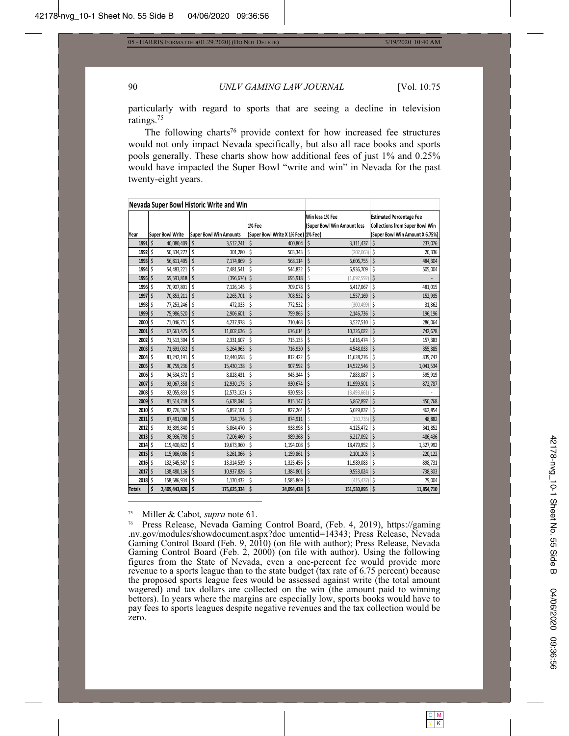particularly with regard to sports that are seeing a decline in television ratings.[75]

The following charts[76] provide context for how increased fee structures would not only impact Nevada specifically, but also all race books and sports pools generally. These charts show how additional fees of just 1% and 0.25% would have impacted the Super Bowl "write and win" in Nevada for the past twenty-eight years.

| Nevada Super Bowl Historic Write and Win | | | | | |
|---|---|---|---|---|---|
| Year | Super Bowl Write | Super Bowl Win Amounts | 1% Fee (Super Bowl Write X 1% Fee) | Win less 1% Fee (Super Bowl Win Amount less 1% Fee) | Estimated Percentage Fee Collections from Super Bowl Win (Super Bowl Win Amount X 6.75%) |
| 1991 | $ 40,080,409 | $ 3,512,241 | $ 400,804 | $ 3,111,437 | $ 237,076 |
| 1992 | $ 50,334,277 | $ 301,280 | $ 503,343 | $ (202,063) | $ 20,336 |
| 1993 | $ 56,811,405 | $ 7,174,869 | $ 568,114 | $ 6,606,755 | $ 484,304 |
| 1994 | $ 54,483,221 | $ 7,481,541 | $ 544,832 | $ 6,936,709 | $ 505,004 |
| 1995 | $ 69,591,818 | $ (396,674) | $ 695,918 | $ (1,092,592) | $ - |
| 1996 | $ 70,907,801 | $ 7,126,145 | $ 709,078 | $ 6,417,067 | $ 481,015 |
| 1997 | $ 70,853,211 | $ 2,265,701 | $ 708,532 | $ 1,557,169 | $ 152,935 |
| 1998 | $ 77,253,246 | $ 472,033 | $ 772,532 | $ (300,499) | $ 31,862 |
| 1999 | $ 75,986,520 | $ 2,906,601 | $ 759,865 | $ 2,146,736 | $ 196,196 |
| 2000 | $ 71,046,751 | $ 4,237,978 | $ 710,468 | $ 3,527,510 | $ 286,064 |
| 2001 | $ 67,661,425 | $ 11,002,636 | $ 676,614 | $ 10,326,022 | $ 742,678 |
| 2002 | $ 71,513,304 | $ 2,331,607 | $ 715,133 | $ 1,616,474 | $ 157,383 |
| 2003 | $ 71,693,032 | $ 5,264,963 | $ 716,930 | $ 4,548,033 | $ 355,385 |
| 2004 | $ 81,242,191 | $ 12,440,698 | $ 812,422 | $ 11,628,276 | $ 839,747 |
| 2005 | $ 90,759,236 | $ 15,430,138 | $ 907,592 | $ 14,522,546 | $ 1,041,534 |
| 2006 | $ 94,534,372 | $ 8,828,431 | $ 945,344 | $ 7,883,087 | $ 595,919 |
| 2007 | $ 93,067,358 | $ 12,930,175 | $ 930,674 | $ 11,999,501 | $ 872,787 |
| 2008 | $ 92,055,833 | $ (2,573,103) | $ 920,558 | $ (3,493,661) | $ - |
| 2009 | $ 81,514,748 | $ 6,678,044 | $ 815,147 | $ 5,862,897 | $ 450,768 |
| 2010 | $ 82,726,367 | $ 6,857,101 | $ 827,264 | $ 6,029,837 | $ 462,854 |
| 2011 | $ 87,491,098 | $ 724,176 | $ 874,911 | $ (150,735) | $ 48,882 |
| 2012 | $ 93,899,840 | $ 5,064,470 | $ 938,998 | $ 4,125,472 | $ 341,852 |
| 2013 | $ 98,936,798 | $ 7,206,460 | $ 989,368 | $ 6,217,092 | $ 486,436 |
| 2014 | $ 119,400,822 | $ 19,673,960 | $ 1,194,008 | $ 18,479,952 | $ 1,327,992 |
| 2015 | $ 115,986,086 | $ 3,261,066 | $ 1,159,861 | $ 2,101,205 | $ 220,122 |
| 2016 | $ 132,545,587 | $ 13,314,539 | $ 1,325,456 | $ 11,989,083 | $ 898,731 |
| 2017 | $ 138,480,136 | $ 10,937,826 | $ 1,384,801 | $ 9,553,024 | $ 738,303 |
| 2018 | $ 158,586,934 | $ 1,170,432 | $ 1,585,869 | $ (415,437) | $ 79,004 |
| Totals | $ 2,409,443,826 | $ 175,625,334 | $ 24,094,438 | $ 151,530,895 | $ 11,854,710 |

---

[75] Miller & Cabot, *supra* note 61.

[76] Press Release, Nevada Gaming Control Board, (Feb. 4, 2019), https://gaming.nv.gov/modules/showdocument.aspx?doc umentid=14343; Press Release, Nevada Gaming Control Board (Feb. 9, 2010) (on file with author); Press Release, Nevada Gaming Control Board (Feb. 2, 2000) (on file with author). Using the following figures from the State of Nevada, even a one-percent fee would provide more revenue to a sports league than to the state budget (tax rate of 6.75 percent) because the proposed sports league fees would be assessed against write (the total amount wagered) and tax dollars are collected on the win (the amount paid to winning bettors). In years where the margins are especially low, sports books would have to pay fees to sports leagues despite negative revenues and the tax collection would be zero.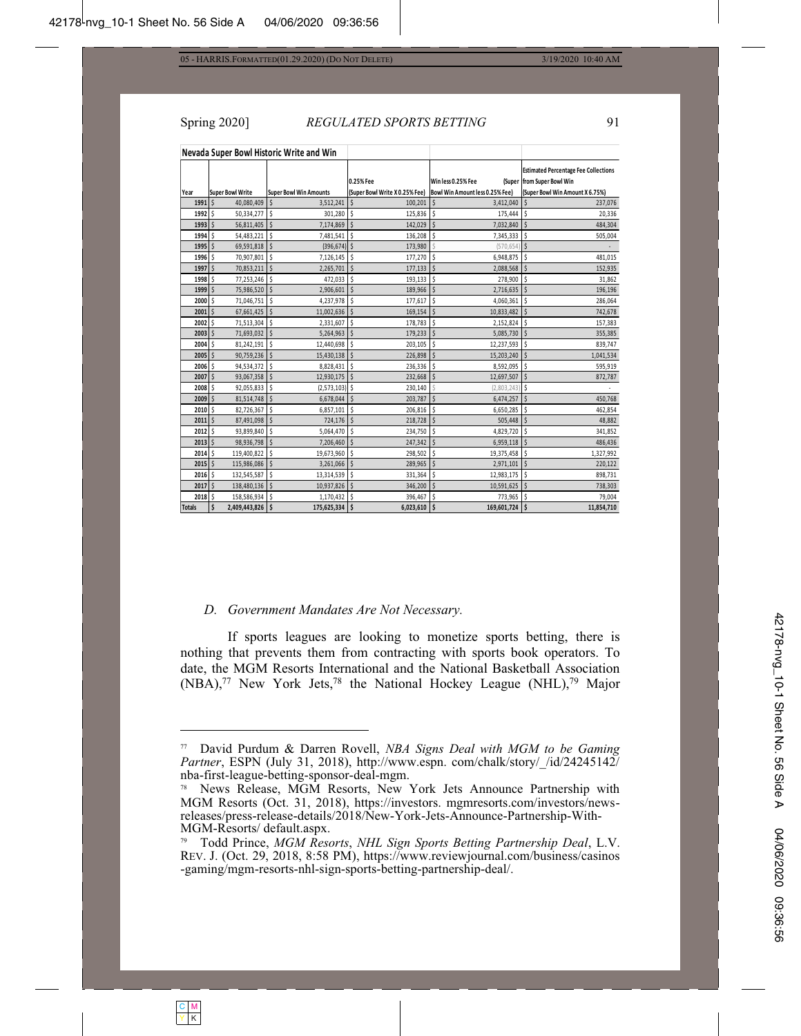**Nevada Super Bowl Historic Write and Win**

| Year | Super Bowl Write | Super Bowl Win Amounts | 0.25% Fee (Super Bowl Write X 0.25% Fee) | Win less 0.25% Fee (Super Bowl Win Amount less 0.25% Fee) | Estimated Percentage Fee Collections from Super Bowl Win (Super Bowl Win Amount X 6.75%) |
|---|---|---|---|---|---|
| 1991 | $ 40,080,409 | $ 3,512,241 | $ 100,201 | $ 3,412,040 | $ 237,076 |
| 1992 | $ 50,334,277 | $ 301,280 | $ 125,836 | $ 175,444 | $ 20,336 |
| 1993 | $ 56,811,405 | $ 7,174,869 | $ 142,029 | $ 7,032,840 | $ 484,304 |
| 1994 | $ 54,483,221 | $ 7,481,541 | $ 136,208 | $ 7,345,333 | $ 505,004 |
| 1995 | $ 69,591,818 | $ (396,674) | $ 173,980 | $ (570,654) | $ - |
| 1996 | $ 70,907,801 | $ 7,126,145 | $ 177,270 | $ 6,948,875 | $ 481,015 |
| 1997 | $ 70,853,211 | $ 2,265,701 | $ 177,133 | $ 2,088,568 | $ 152,935 |
| 1998 | $ 77,253,246 | $ 472,033 | $ 193,133 | $ 278,900 | $ 31,862 |
| 1999 | $ 75,986,520 | $ 2,906,601 | $ 189,966 | $ 2,716,635 | $ 196,196 |
| 2000 | $ 71,046,751 | $ 4,237,978 | $ 177,617 | $ 4,060,361 | $ 286,064 |
| 2001 | $ 67,661,425 | $ 11,002,636 | $ 169,154 | $ 10,833,482 | $ 742,678 |
| 2002 | $ 71,513,304 | $ 2,331,607 | $ 178,783 | $ 2,152,824 | $ 157,383 |
| 2003 | $ 71,693,032 | $ 5,264,963 | $ 179,233 | $ 5,085,730 | $ 355,385 |
| 2004 | $ 81,242,191 | $ 12,440,698 | $ 203,105 | $ 12,237,593 | $ 839,747 |
| 2005 | $ 90,759,236 | $ 15,430,138 | $ 226,898 | $ 15,203,240 | $ 1,041,534 |
| 2006 | $ 94,534,372 | $ 8,828,431 | $ 236,336 | $ 8,592,095 | $ 595,919 |
| 2007 | $ 93,067,358 | $ 12,930,175 | $ 232,668 | $ 12,697,507 | $ 872,787 |
| 2008 | $ 92,055,833 | $ (2,573,103) | $ 230,140 | $ (2,803,243) | $ - |
| 2009 | $ 81,514,748 | $ 6,678,044 | $ 203,787 | $ 6,474,257 | $ 450,768 |
| 2010 | $ 82,726,367 | $ 6,857,101 | $ 206,816 | $ 6,650,285 | $ 462,854 |
| 2011 | $ 87,491,098 | $ 724,176 | $ 218,728 | $ 505,448 | $ 48,882 |
| 2012 | $ 93,899,840 | $ 5,064,470 | $ 234,750 | $ 4,829,720 | $ 341,852 |
| 2013 | $ 98,936,798 | $ 7,206,460 | $ 247,342 | $ 6,959,118 | $ 486,436 |
| 2014 | $ 119,400,822 | $ 19,673,960 | $ 298,502 | $ 19,375,458 | $ 1,327,992 |
| 2015 | $ 115,986,086 | $ 3,261,066 | $ 289,965 | $ 2,971,101 | $ 220,122 |
| 2016 | $ 132,545,587 | $ 13,314,539 | $ 331,364 | $ 12,983,175 | $ 898,731 |
| 2017 | $ 138,480,136 | $ 10,937,826 | $ 346,200 | $ 10,591,625 | $ 738,303 |
| 2018 | $ 158,586,934 | $ 1,170,432 | $ 396,467 | $ 773,965 | $ 79,004 |
| Totals | $ 2,409,443,826 | $ 175,625,334 | $ 6,023,610 | $ 169,601,724 | $ 11,854,710 |

### *D. Government Mandates Are Not Necessary.*

If sports leagues are looking to monetize sports betting, there is nothing that prevents them from contracting with sports book operators. To date, the MGM Resorts International and the National Basketball Association (NBA),[77] New York Jets,[78] the National Hockey League (NHL),[79] Major

---

[77] David Purdum & Darren Rovell, *NBA Signs Deal with MGM to be Gaming Partner*, ESPN (July 31, 2018), http://www.espn. com/chalk/story/_/id/24245142/ nba-first-league-betting-sponsor-deal-mgm.

[78] News Release, MGM Resorts, New York Jets Announce Partnership with MGM Resorts (Oct. 31, 2018), https://investors. mgmresorts.com/investors/news-releases/press-release-details/2018/New-York-Jets-Announce-Partnership-With-MGM-Resorts/ default.aspx.

[79] Todd Prince, *MGM Resorts*, *NHL Sign Sports Betting Partnership Deal*, L.V. REV. J. (Oct. 29, 2018, 8:58 PM), https://www.reviewjournal.com/business/casinos -gaming/mgm-resorts-nhl-sign-sports-betting-partnership-deal/.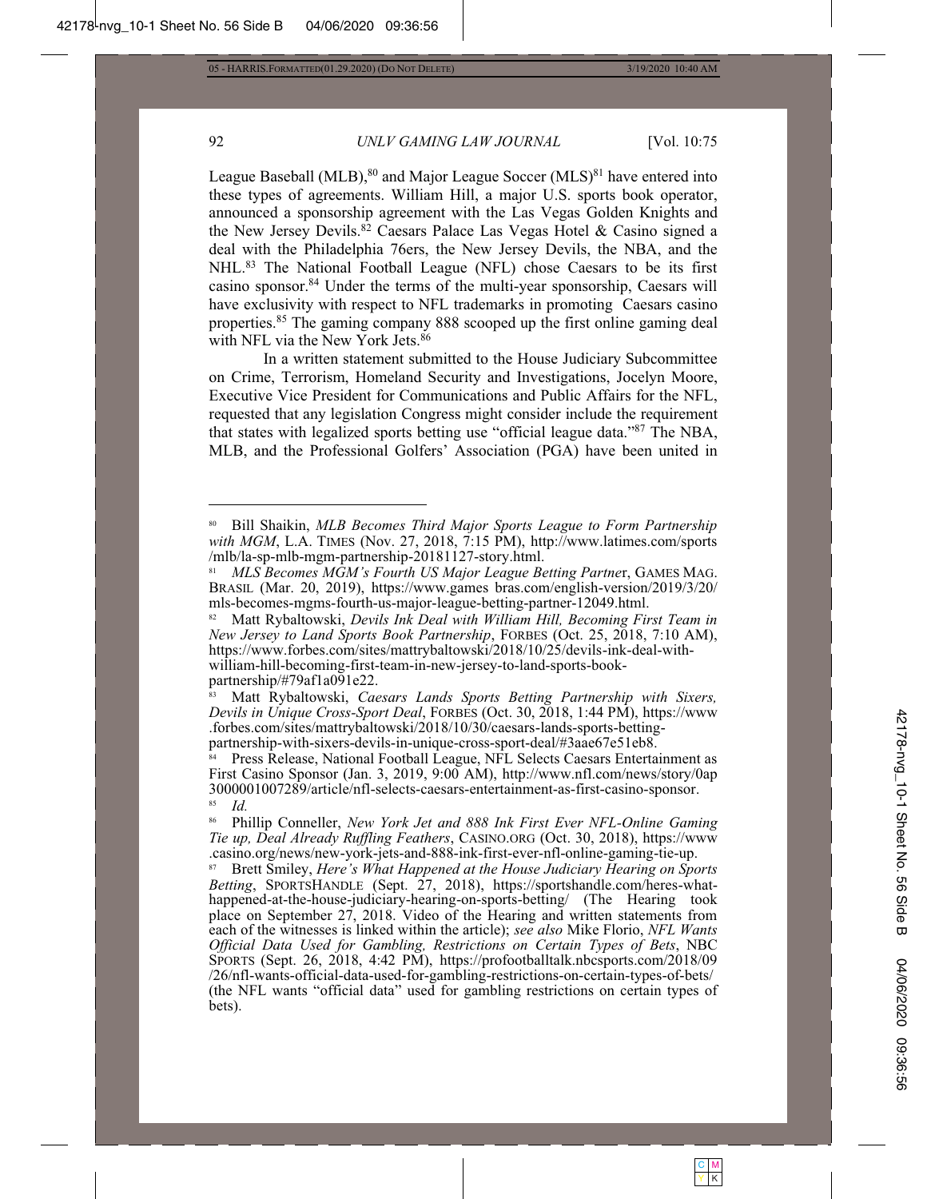League Baseball (MLB),[80] and Major League Soccer (MLS)[81] have entered into these types of agreements. William Hill, a major U.S. sports book operator, announced a sponsorship agreement with the Las Vegas Golden Knights and the New Jersey Devils.[82] Caesars Palace Las Vegas Hotel & Casino signed a deal with the Philadelphia 76ers, the New Jersey Devils, the NBA, and the NHL.[83] The National Football League (NFL) chose Caesars to be its first casino sponsor.[84] Under the terms of the multi-year sponsorship, Caesars will have exclusivity with respect to NFL trademarks in promoting Caesars casino properties.[85] The gaming company 888 scooped up the first online gaming deal with NFL via the New York Jets.[86]

In a written statement submitted to the House Judiciary Subcommittee on Crime, Terrorism, Homeland Security and Investigations, Jocelyn Moore, Executive Vice President for Communications and Public Affairs for the NFL, requested that any legislation Congress might consider include the requirement that states with legalized sports betting use "official league data."[87] The NBA, MLB, and the Professional Golfers' Association (PGA) have been united in

---

[80] Bill Shaikin, *MLB Becomes Third Major Sports League to Form Partnership with MGM*, L.A. TIMES (Nov. 27, 2018, 7:15 PM), http://www.latimes.com/sports/mlb/la-sp-mlb-mgm-partnership-20181127-story.html.

[81] *MLS Becomes MGM's Fourth US Major League Betting Partner*, GAMES MAG. BRASIL (Mar. 20, 2019), https://www.games bras.com/english-version/2019/3/20/mls-becomes-mgms-fourth-us-major-league-betting-partner-12049.html.

[82] Matt Rybaltowski, *Devils Ink Deal with William Hill, Becoming First Team in New Jersey to Land Sports Book Partnership*, FORBES (Oct. 25, 2018, 7:10 AM), https://www.forbes.com/sites/mattrybaltowski/2018/10/25/devils-ink-deal-with-william-hill-becoming-first-team-in-new-jersey-to-land-sports-book-partnership/#79af1a091e22.

[83] Matt Rybaltowski, *Caesars Lands Sports Betting Partnership with Sixers, Devils in Unique Cross-Sport Deal*, FORBES (Oct. 30, 2018, 1:44 PM), https://www.forbes.com/sites/mattrybaltowski/2018/10/30/caesars-lands-sports-betting-partnership-with-sixers-devils-in-unique-cross-sport-deal/#3aae67e51eb8.

[84] Press Release, National Football League, NFL Selects Caesars Entertainment as First Casino Sponsor (Jan. 3, 2019, 9:00 AM), http://www.nfl.com/news/story/0ap3000001007289/article/nfl-selects-caesars-entertainment-as-first-casino-sponsor.

[85] *Id.*

[86] Phillip Conneller, *New York Jet and 888 Ink First Ever NFL-Online Gaming Tie up, Deal Already Ruffling Feathers*, CASINO.ORG (Oct. 30, 2018), https://www.casino.org/news/new-york-jets-and-888-ink-first-ever-nfl-online-gaming-tie-up.

[87] Brett Smiley, *Here's What Happened at the House Judiciary Hearing on Sports Betting*, SPORTSHANDLE (Sept. 27, 2018), https://sportshandle.com/heres-what-happened-at-the-house-judiciary-hearing-on-sports-betting/ (The Hearing took place on September 27, 2018. Video of the Hearing and written statements from each of the witnesses is linked within the article); *see also* Mike Florio, *NFL Wants Official Data Used for Gambling, Restrictions on Certain Types of Bets*, NBC SPORTS (Sept. 26, 2018, 4:42 PM), https://profootballtalk.nbcsports.com/2018/09/26/nfl-wants-official-data-used-for-gambling-restrictions-on-certain-types-of-bets/ (the NFL wants "official data" used for gambling restrictions on certain types of bets).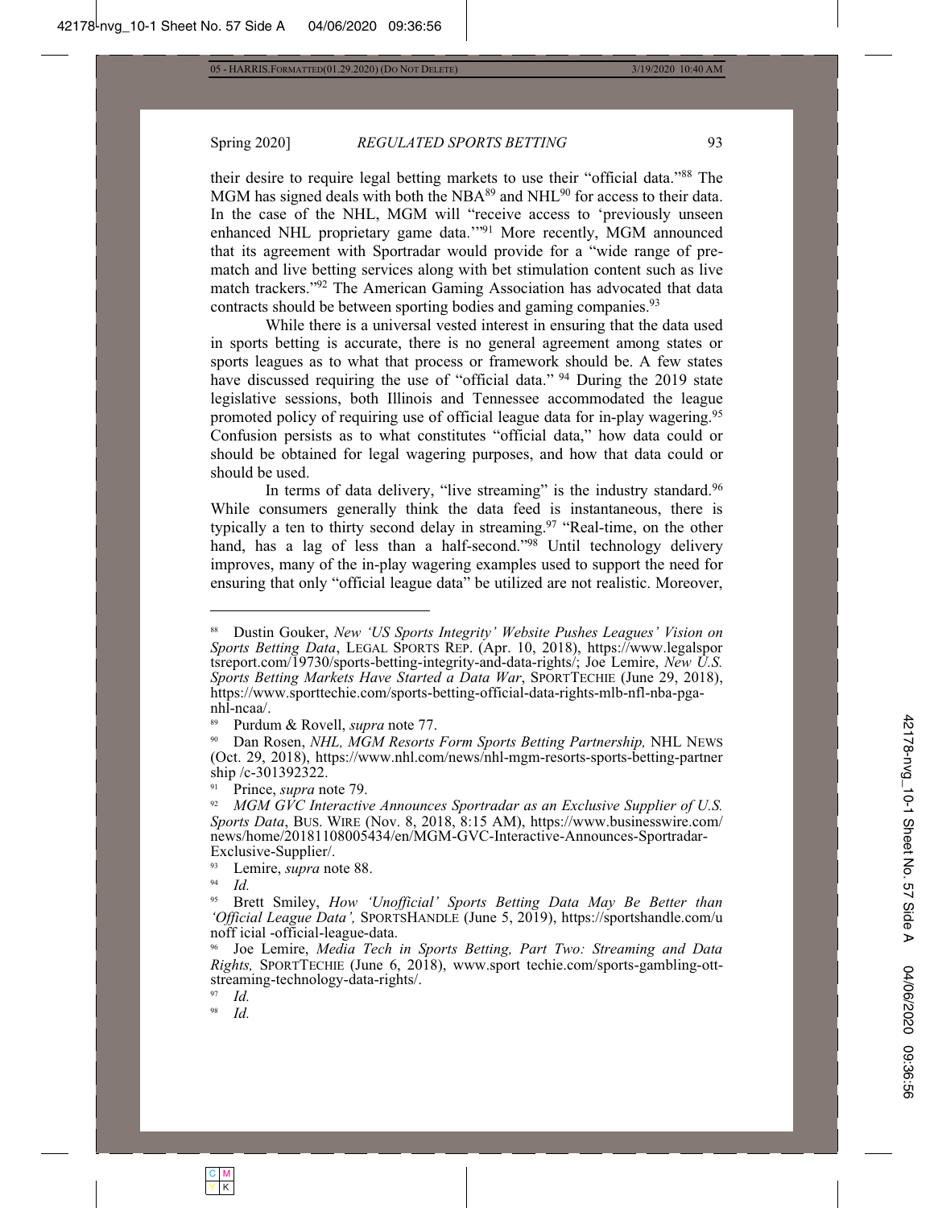their desire to require legal betting markets to use their "official data."[88] The MGM has signed deals with both the NBA[89] and NHL[90] for access to their data. In the case of the NHL, MGM will "receive access to 'previously unseen enhanced NHL proprietary game data.'"[91] More recently, MGM announced that its agreement with Sportradar would provide for a "wide range of pre-match and live betting services along with bet stimulation content such as live match trackers."[92] The American Gaming Association has advocated that data contracts should be between sporting bodies and gaming companies.[93]

While there is a universal vested interest in ensuring that the data used in sports betting is accurate, there is no general agreement among states or sports leagues as to what that process or framework should be. A few states have discussed requiring the use of "official data." [94] During the 2019 state legislative sessions, both Illinois and Tennessee accommodated the league promoted policy of requiring use of official league data for in-play wagering.[95] Confusion persists as to what constitutes "official data," how data could or should be obtained for legal wagering purposes, and how that data could or should be used.

In terms of data delivery, "live streaming" is the industry standard.[96] While consumers generally think the data feed is instantaneous, there is typically a ten to thirty second delay in streaming.[97] "Real-time, on the other hand, has a lag of less than a half-second."[98] Until technology delivery improves, many of the in-play wagering examples used to support the need for ensuring that only "official league data" be utilized are not realistic. Moreover,

---

[88] Dustin Gouker, *New 'US Sports Integrity' Website Pushes Leagues' Vision on Sports Betting Data*, LEGAL SPORTS REP. (Apr. 10, 2018), https://www.legalsportsreport.com/19730/sports-betting-integrity-and-data-rights/; Joe Lemire, *New U.S. Sports Betting Markets Have Started a Data War*, SPORTTECHIE (June 29, 2018), https://www.sporttechie.com/sports-betting-official-data-rights-mlb-nfl-nba-pga-nhl-ncaa/.

[89] Purdum & Rovell, *supra* note 77.

[90] Dan Rosen, *NHL, MGM Resorts Form Sports Betting Partnership,* NHL NEWS (Oct. 29, 2018), https://www.nhl.com/news/nhl-mgm-resorts-sports-betting-partnership /c-301392322.

[91] Prince, *supra* note 79.

[92] *MGM GVC Interactive Announces Sportradar as an Exclusive Supplier of U.S. Sports Data*, BUS. WIRE (Nov. 8, 2018, 8:15 AM), https://www.businesswire.com/news/home/20181108005434/en/MGM-GVC-Interactive-Announces-Sportradar-Exclusive-Supplier/.

[93] Lemire, *supra* note 88.

[94] *Id.*

[95] Brett Smiley, *How 'Unofficial' Sports Betting Data May Be Better than 'Official League Data',* SPORTSHANDLE (June 5, 2019), https://sportshandle.com/unoff icial -official-league-data.

[96] Joe Lemire, *Media Tech in Sports Betting, Part Two: Streaming and Data Rights,* SPORTTECHIE (June 6, 2018), www.sport techie.com/sports-gambling-ott-streaming-technology-data-rights/.

[97] *Id.*

[98] *Id.*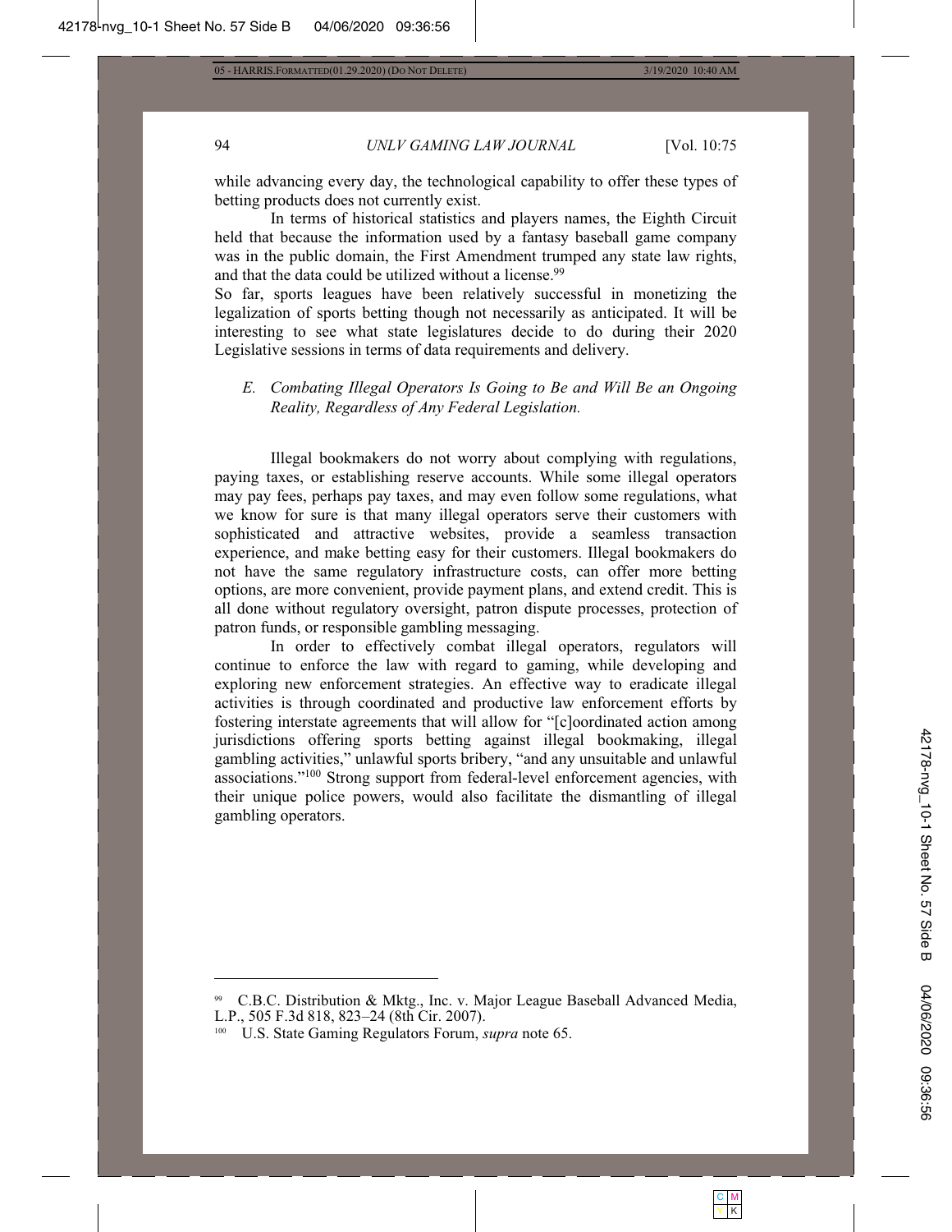while advancing every day, the technological capability to offer these types of betting products does not currently exist.

In terms of historical statistics and players names, the Eighth Circuit held that because the information used by a fantasy baseball game company was in the public domain, the First Amendment trumped any state law rights, and that the data could be utilized without a license.[99]

So far, sports leagues have been relatively successful in monetizing the legalization of sports betting though not necessarily as anticipated. It will be interesting to see what state legislatures decide to do during their 2020 Legislative sessions in terms of data requirements and delivery.

### *E. Combating Illegal Operators Is Going to Be and Will Be an Ongoing Reality, Regardless of Any Federal Legislation.*

Illegal bookmakers do not worry about complying with regulations, paying taxes, or establishing reserve accounts. While some illegal operators may pay fees, perhaps pay taxes, and may even follow some regulations, what we know for sure is that many illegal operators serve their customers with sophisticated and attractive websites, provide a seamless transaction experience, and make betting easy for their customers. Illegal bookmakers do not have the same regulatory infrastructure costs, can offer more betting options, are more convenient, provide payment plans, and extend credit. This is all done without regulatory oversight, patron dispute processes, protection of patron funds, or responsible gambling messaging.

In order to effectively combat illegal operators, regulators will continue to enforce the law with regard to gaming, while developing and exploring new enforcement strategies. An effective way to eradicate illegal activities is through coordinated and productive law enforcement efforts by fostering interstate agreements that will allow for "[c]oordinated action among jurisdictions offering sports betting against illegal bookmaking, illegal gambling activities," unlawful sports bribery, "and any unsuitable and unlawful associations."[100] Strong support from federal-level enforcement agencies, with their unique police powers, would also facilitate the dismantling of illegal gambling operators.

---

[99] C.B.C. Distribution & Mktg., Inc. v. Major League Baseball Advanced Media, L.P., 505 F.3d 818, 823–24 (8th Cir. 2007).

[100] U.S. State Gaming Regulators Forum, *supra* note 65.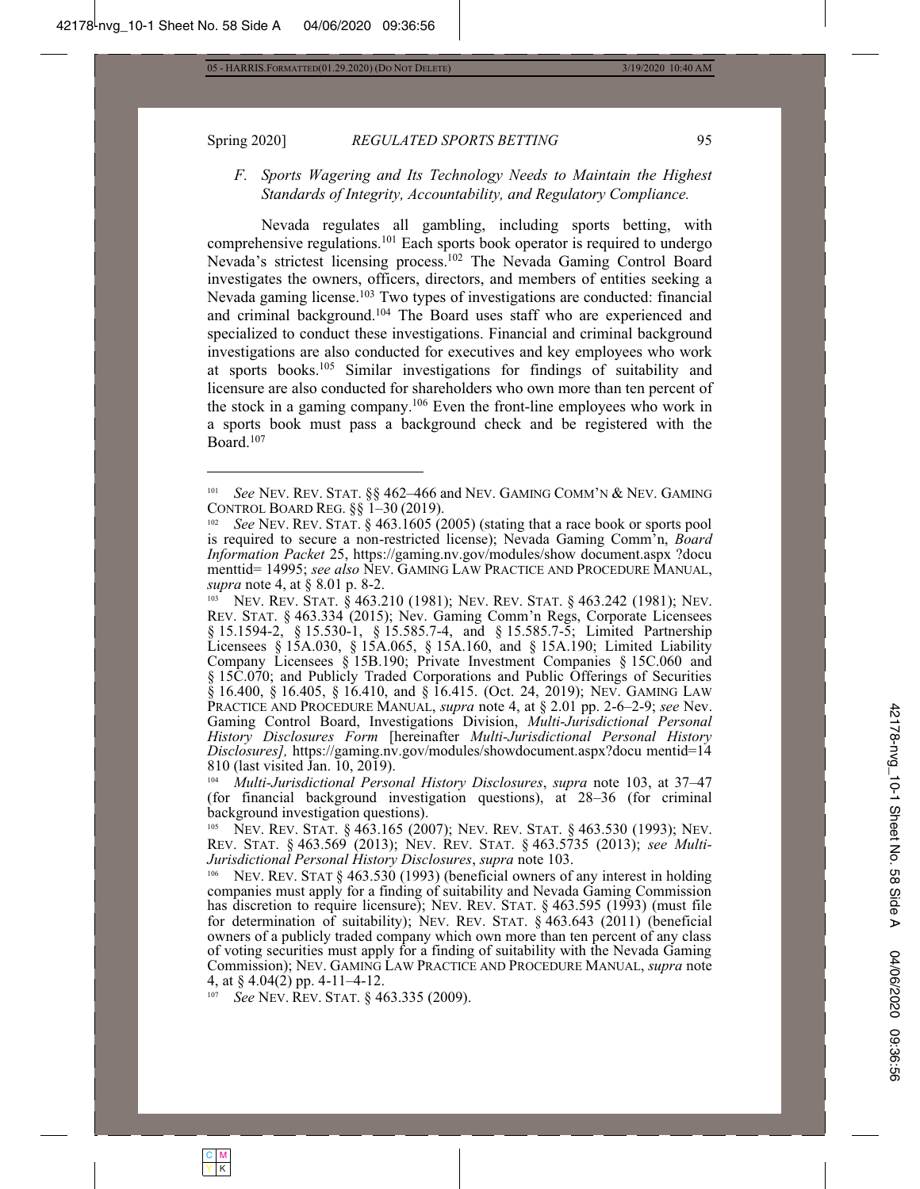### *F. Sports Wagering and Its Technology Needs to Maintain the Highest Standards of Integrity, Accountability, and Regulatory Compliance.*

Nevada regulates all gambling, including sports betting, with comprehensive regulations.[101] Each sports book operator is required to undergo Nevada's strictest licensing process.[102] The Nevada Gaming Control Board investigates the owners, officers, directors, and members of entities seeking a Nevada gaming license.[103] Two types of investigations are conducted: financial and criminal background.[104] The Board uses staff who are experienced and specialized to conduct these investigations. Financial and criminal background investigations are also conducted for executives and key employees who work at sports books.[105] Similar investigations for findings of suitability and licensure are also conducted for shareholders who own more than ten percent of the stock in a gaming company.[106] Even the front-line employees who work in a sports book must pass a background check and be registered with the Board.[107]

---

[101] *See* NEV. REV. STAT. §§ 462–466 and NEV. GAMING COMM'N & NEV. GAMING CONTROL BOARD REG. §§ 1–30 (2019).

[102] *See* NEV. REV. STAT. § 463.1605 (2005) (stating that a race book or sports pool is required to secure a non-restricted license); Nevada Gaming Comm'n, *Board Information Packet* 25, https://gaming.nv.gov/modules/show document.aspx ?docu menttid= 14995; *see also* NEV. GAMING LAW PRACTICE AND PROCEDURE MANUAL, *supra* note 4, at § 8.01 p. 8-2.

[103] NEV. REV. STAT. § 463.210 (1981); NEV. REV. STAT. § 463.242 (1981); NEV. REV. STAT. § 463.334 (2015); Nev. Gaming Comm'n Regs, Corporate Licensees § 15.1594-2, § 15.530-1, § 15.585.7-4, and § 15.585.7-5; Limited Partnership Licensees § 15A.030, § 15A.065, § 15A.160, and § 15A.190; Limited Liability Company Licensees § 15B.190; Private Investment Companies § 15C.060 and § 15C.070; and Publicly Traded Corporations and Public Offerings of Securities § 16.400, § 16.405, § 16.410, and § 16.415. (Oct. 24, 2019); NEV. GAMING LAW PRACTICE AND PROCEDURE MANUAL, *supra* note 4, at § 2.01 pp. 2-6–2-9; *see* Nev. Gaming Control Board, Investigations Division, *Multi-Jurisdictional Personal History Disclosures Form* [hereinafter *Multi-Jurisdictional Personal History Disclosures],* https://gaming.nv.gov/modules/showdocument.aspx?docu mentid=14 810 (last visited Jan. 10, 2019).

[104] *Multi-Jurisdictional Personal History Disclosures*, *supra* note 103, at 37–47 (for financial background investigation questions), at 28–36 (for criminal background investigation questions).

[105] NEV. REV. STAT. § 463.165 (2007); NEV. REV. STAT. § 463.530 (1993); NEV. REV. STAT. § 463.569 (2013); NEV. REV. STAT. § 463.5735 (2013); *see Multi-Jurisdictional Personal History Disclosures*, *supra* note 103.

[106] NEV. REV. STAT § 463.530 (1993) (beneficial owners of any interest in holding companies must apply for a finding of suitability and Nevada Gaming Commission has discretion to require licensure); NEV. REV. STAT. § 463.595 (1993) (must file for determination of suitability); NEV. REV. STAT. § 463.643 (2011) (beneficial owners of a publicly traded company which own more than ten percent of any class of voting securities must apply for a finding of suitability with the Nevada Gaming Commission); NEV. GAMING LAW PRACTICE AND PROCEDURE MANUAL, *supra* note 4, at § 4.04(2) pp. 4-11–4-12.

[107] *See* NEV. REV. STAT. § 463.335 (2009).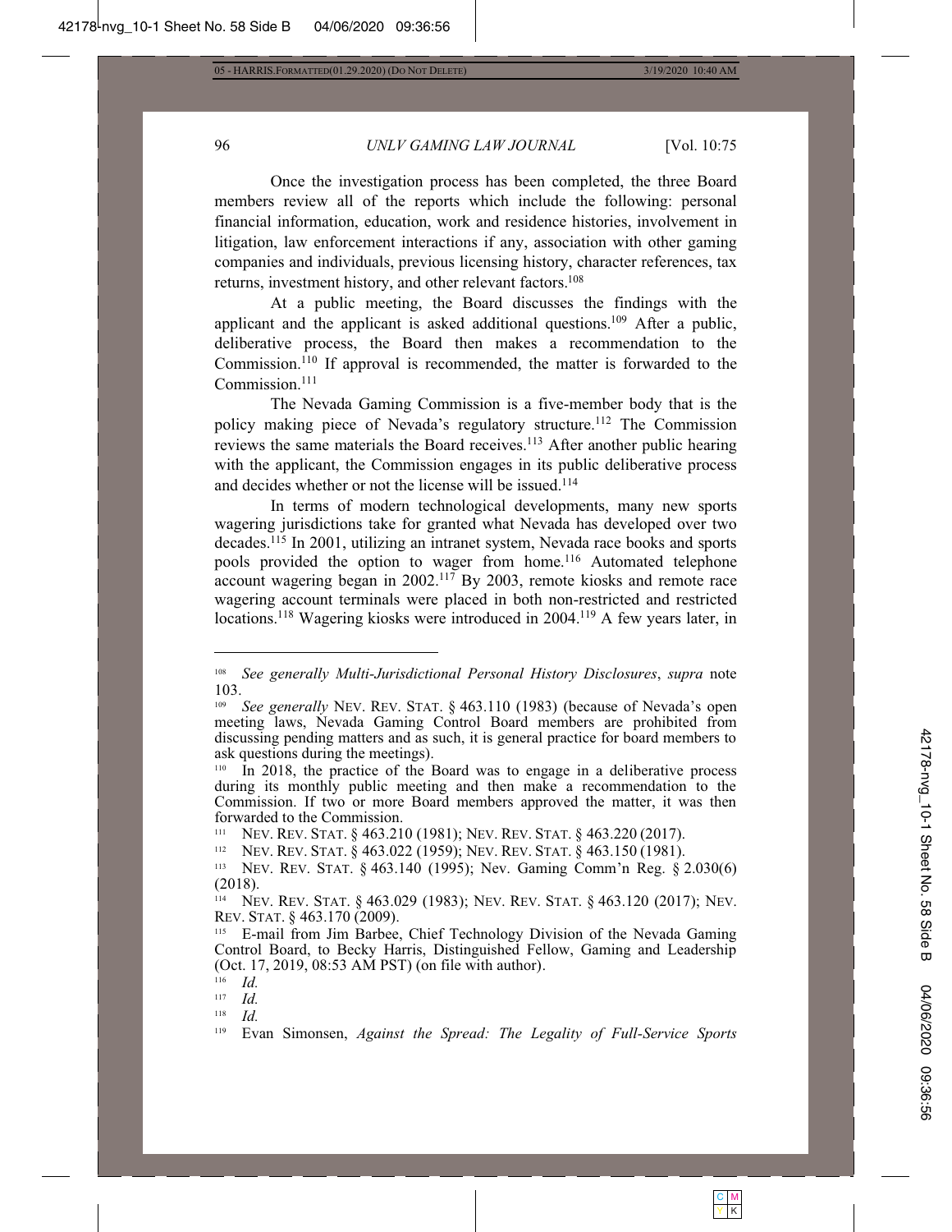Once the investigation process has been completed, the three Board members review all of the reports which include the following: personal financial information, education, work and residence histories, involvement in litigation, law enforcement interactions if any, association with other gaming companies and individuals, previous licensing history, character references, tax returns, investment history, and other relevant factors.[108]

At a public meeting, the Board discusses the findings with the applicant and the applicant is asked additional questions.[109] After a public, deliberative process, the Board then makes a recommendation to the Commission.[110] If approval is recommended, the matter is forwarded to the Commission.[111]

The Nevada Gaming Commission is a five-member body that is the policy making piece of Nevada's regulatory structure.[112] The Commission reviews the same materials the Board receives.[113] After another public hearing with the applicant, the Commission engages in its public deliberative process and decides whether or not the license will be issued.[114]

In terms of modern technological developments, many new sports wagering jurisdictions take for granted what Nevada has developed over two decades.[115] In 2001, utilizing an intranet system, Nevada race books and sports pools provided the option to wager from home.[116] Automated telephone account wagering began in 2002.[117] By 2003, remote kiosks and remote race wagering account terminals were placed in both non-restricted and restricted locations.[118] Wagering kiosks were introduced in 2004.[119] A few years later, in

---

[108] *See generally Multi-Jurisdictional Personal History Disclosures*, *supra* note 103.

[109] *See generally* NEV. REV. STAT. § 463.110 (1983) (because of Nevada's open meeting laws, Nevada Gaming Control Board members are prohibited from discussing pending matters and as such, it is general practice for board members to ask questions during the meetings).

[110] In 2018, the practice of the Board was to engage in a deliberative process during its monthly public meeting and then make a recommendation to the Commission. If two or more Board members approved the matter, it was then forwarded to the Commission.

[111] NEV. REV. STAT. § 463.210 (1981); NEV. REV. STAT. § 463.220 (2017).

[112] NEV. REV. STAT. § 463.022 (1959); NEV. REV. STAT. § 463.150 (1981).

[113] NEV. REV. STAT. § 463.140 (1995); Nev. Gaming Comm'n Reg. § 2.030(6) (2018).

[114] NEV. REV. STAT. § 463.029 (1983); NEV. REV. STAT. § 463.120 (2017); NEV. REV. STAT. § 463.170 (2009).

[115] E-mail from Jim Barbee, Chief Technology Division of the Nevada Gaming Control Board, to Becky Harris, Distinguished Fellow, Gaming and Leadership (Oct. 17, 2019, 08:53 AM PST) (on file with author).

[116] *Id.*

[117] *Id.*

[118] *Id.*

[119] Evan Simonsen, *Against the Spread: The Legality of Full-Service Sports*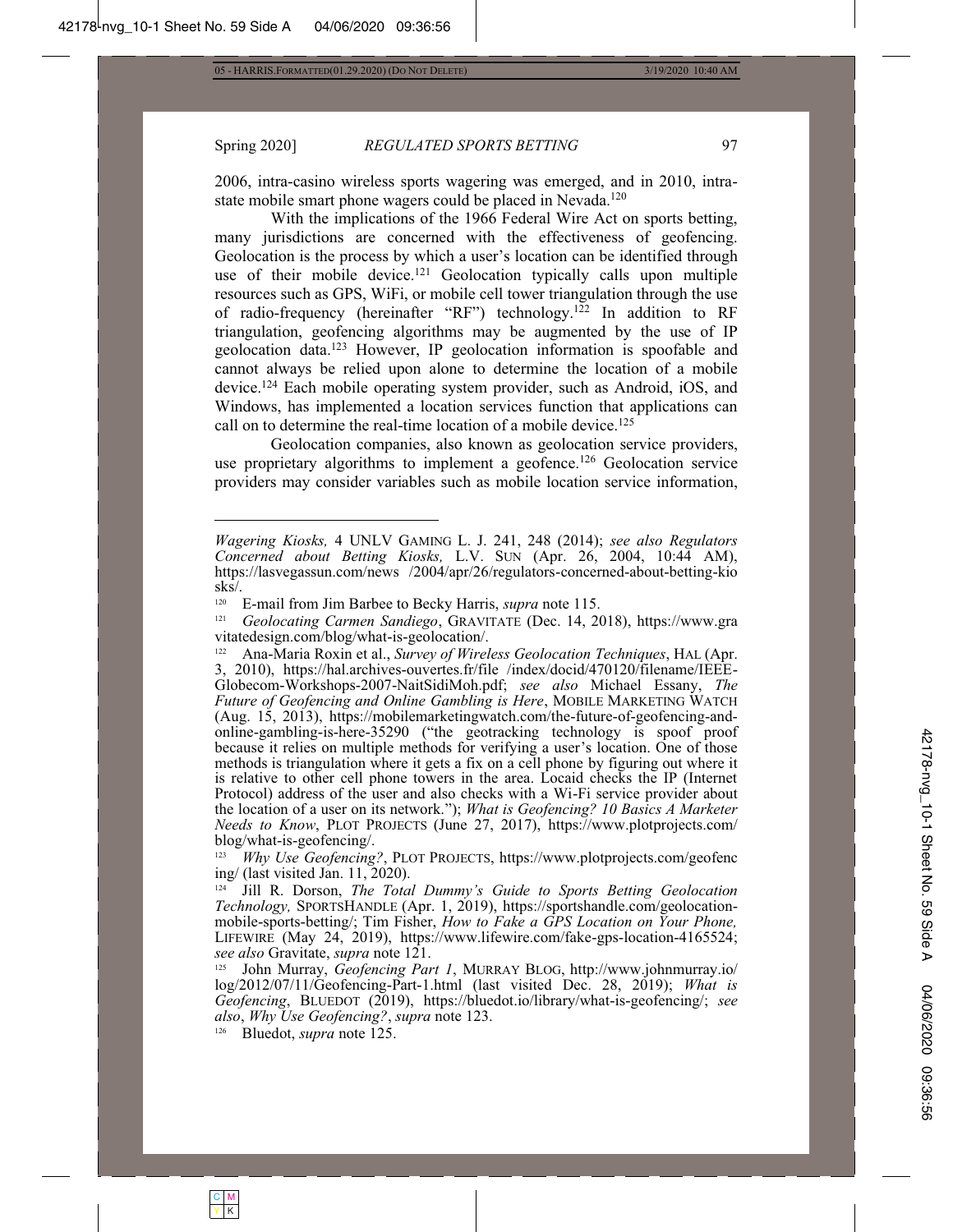2006, intra-casino wireless sports wagering was emerged, and in 2010, intra-state mobile smart phone wagers could be placed in Nevada.[120]

With the implications of the 1966 Federal Wire Act on sports betting, many jurisdictions are concerned with the effectiveness of geofencing. Geolocation is the process by which a user's location can be identified through use of their mobile device.[121] Geolocation typically calls upon multiple resources such as GPS, WiFi, or mobile cell tower triangulation through the use of radio-frequency (hereinafter "RF") technology.[122] In addition to RF triangulation, geofencing algorithms may be augmented by the use of IP geolocation data.[123] However, IP geolocation information is spoofable and cannot always be relied upon alone to determine the location of a mobile device.[124] Each mobile operating system provider, such as Android, iOS, and Windows, has implemented a location services function that applications can call on to determine the real-time location of a mobile device.[125]

Geolocation companies, also known as geolocation service providers, use proprietary algorithms to implement a geofence.[126] Geolocation service providers may consider variables such as mobile location service information,

---

*Wagering Kiosks,* 4 UNLV GAMING L. J. 241, 248 (2014); *see also Regulators Concerned about Betting Kiosks,* L.V. SUN (Apr. 26, 2004, 10:44 AM), https://lasvegassun.com/news /2004/apr/26/regulators-concerned-about-betting-kiosks/.

[120] E-mail from Jim Barbee to Becky Harris, *supra* note 115.

[121] *Geolocating Carmen Sandiego*, GRAVITATE (Dec. 14, 2018), https://www.gravitatedesign.com/blog/what-is-geolocation/.

[122] Ana-Maria Roxin et al., *Survey of Wireless Geolocation Techniques*, HAL (Apr. 3, 2010), https://hal.archives-ouvertes.fr/file /index/docid/470120/filename/IEEE-Globecom-Workshops-2007-NaitSidiMoh.pdf; *see also* Michael Essany, *The Future of Geofencing and Online Gambling is Here*, MOBILE MARKETING WATCH (Aug. 15, 2013), https://mobilemarketingwatch.com/the-future-of-geofencing-and-online-gambling-is-here-35290 ("the geotracking technology is spoof proof because it relies on multiple methods for verifying a user's location. One of those methods is triangulation where it gets a fix on a cell phone by figuring out where it is relative to other cell phone towers in the area. Locaid checks the IP (Internet Protocol) address of the user and also checks with a Wi-Fi service provider about the location of a user on its network."); *What is Geofencing? 10 Basics A Marketer Needs to Know*, PLOT PROJECTS (June 27, 2017), https://www.plotprojects.com/blog/what-is-geofencing/.

[123] *Why Use Geofencing?*, PLOT PROJECTS, https://www.plotprojects.com/geofencing/ (last visited Jan. 11, 2020).

[124] Jill R. Dorson, *The Total Dummy's Guide to Sports Betting Geolocation Technology,* SPORTSHANDLE (Apr. 1, 2019), https://sportshandle.com/geolocation-mobile-sports-betting/; Tim Fisher, *How to Fake a GPS Location on Your Phone,* LIFEWIRE (May 24, 2019), https://www.lifewire.com/fake-gps-location-4165524; *see also* Gravitate, *supra* note 121.

[125] John Murray, *Geofencing Part 1*, MURRAY BLOG, http://www.johnmurray.io/log/2012/07/11/Geofencing-Part-1.html (last visited Dec. 28, 2019); *What is Geofencing*, BLUEDOT (2019), https://bluedot.io/library/what-is-geofencing/; *see also*, *Why Use Geofencing?*, *supra* note 123.

[126] Bluedot, *supra* note 125.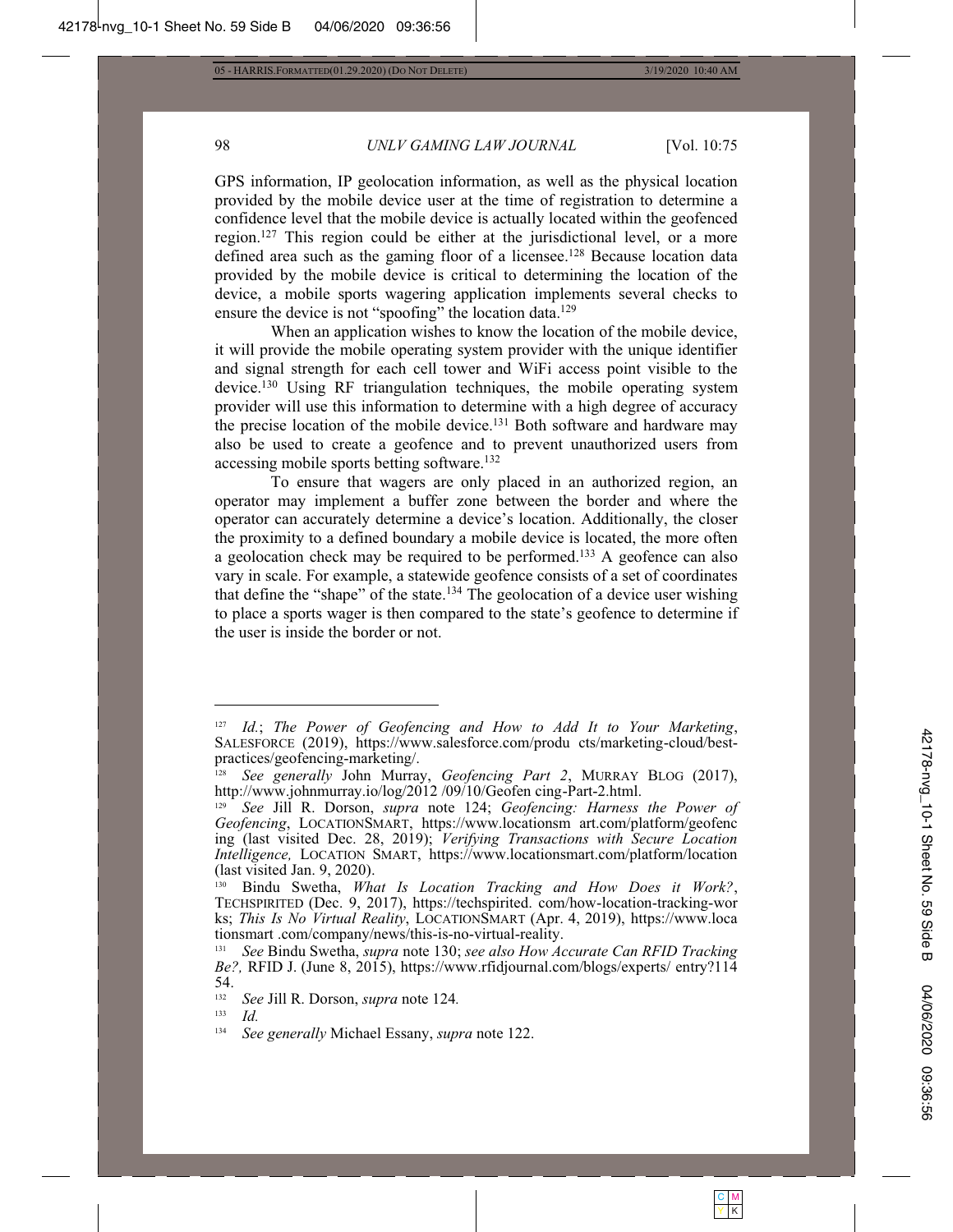GPS information, IP geolocation information, as well as the physical location provided by the mobile device user at the time of registration to determine a confidence level that the mobile device is actually located within the geofenced region.[127] This region could be either at the jurisdictional level, or a more defined area such as the gaming floor of a licensee.[128] Because location data provided by the mobile device is critical to determining the location of the device, a mobile sports wagering application implements several checks to ensure the device is not "spoofing" the location data.[129]

When an application wishes to know the location of the mobile device, it will provide the mobile operating system provider with the unique identifier and signal strength for each cell tower and WiFi access point visible to the device.[130] Using RF triangulation techniques, the mobile operating system provider will use this information to determine with a high degree of accuracy the precise location of the mobile device.[131] Both software and hardware may also be used to create a geofence and to prevent unauthorized users from accessing mobile sports betting software.[132]

To ensure that wagers are only placed in an authorized region, an operator may implement a buffer zone between the border and where the operator can accurately determine a device's location. Additionally, the closer the proximity to a defined boundary a mobile device is located, the more often a geolocation check may be required to be performed.[133] A geofence can also vary in scale. For example, a statewide geofence consists of a set of coordinates that define the "shape" of the state.[134] The geolocation of a device user wishing to place a sports wager is then compared to the state's geofence to determine if the user is inside the border or not.

---

[127] *Id.*; *The Power of Geofencing and How to Add It to Your Marketing*, SALESFORCE (2019), https://www.salesforce.com/produ cts/marketing-cloud/best-practices/geofencing-marketing/.

[128] *See generally* John Murray, *Geofencing Part 2*, MURRAY BLOG (2017), http://www.johnmurray.io/log/2012 /09/10/Geofen cing-Part-2.html.

[129] *See* Jill R. Dorson, *supra* note 124; *Geofencing: Harness the Power of Geofencing*, LOCATIONSMART, https://www.locationsm art.com/platform/geofenc ing (last visited Dec. 28, 2019); *Verifying Transactions with Secure Location Intelligence,* LOCATION SMART, https://www.locationsmart.com/platform/location (last visited Jan. 9, 2020).

[130] Bindu Swetha, *What Is Location Tracking and How Does it Work?*, TECHSPIRITED (Dec. 9, 2017), https://techspirited. com/how-location-tracking-wor ks; *This Is No Virtual Reality*, LOCATIONSMART (Apr. 4, 2019), https://www.loca tionsmart .com/company/news/this-is-no-virtual-reality.

[131] *See* Bindu Swetha, *supra* note 130; *see also How Accurate Can RFID Tracking Be?,* RFID J. (June 8, 2015), https://www.rfidjournal.com/blogs/experts/ entry?114 54.

[132] *See* Jill R. Dorson, *supra* note 124.

[133] *Id.*

[134] *See generally* Michael Essany, *supra* note 122.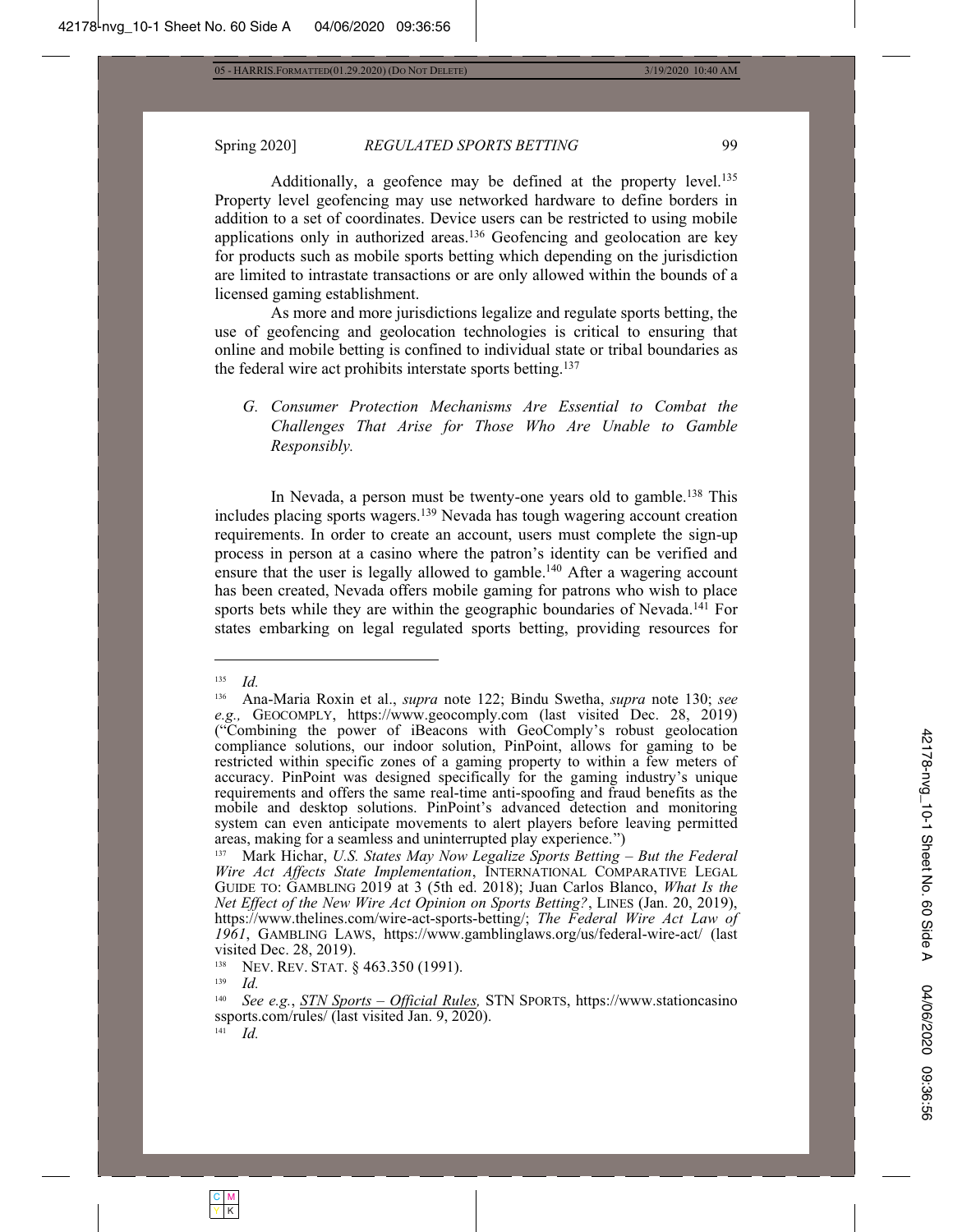Additionally, a geofence may be defined at the property level.[135] Property level geofencing may use networked hardware to define borders in addition to a set of coordinates. Device users can be restricted to using mobile applications only in authorized areas.[136] Geofencing and geolocation are key for products such as mobile sports betting which depending on the jurisdiction are limited to intrastate transactions or are only allowed within the bounds of a licensed gaming establishment.

As more and more jurisdictions legalize and regulate sports betting, the use of geofencing and geolocation technologies is critical to ensuring that online and mobile betting is confined to individual state or tribal boundaries as the federal wire act prohibits interstate sports betting.[137]

### *G. Consumer Protection Mechanisms Are Essential to Combat the Challenges That Arise for Those Who Are Unable to Gamble Responsibly.*

In Nevada, a person must be twenty-one years old to gamble.[138] This includes placing sports wagers.[139] Nevada has tough wagering account creation requirements. In order to create an account, users must complete the sign-up process in person at a casino where the patron's identity can be verified and ensure that the user is legally allowed to gamble.[140] After a wagering account has been created, Nevada offers mobile gaming for patrons who wish to place sports bets while they are within the geographic boundaries of Nevada.[141] For states embarking on legal regulated sports betting, providing resources for

---

[135] *Id.*

[136] Ana-Maria Roxin et al., *supra* note 122; Bindu Swetha, *supra* note 130; *see e.g.,* GEOCOMPLY, https://www.geocomply.com (last visited Dec. 28, 2019) ("Combining the power of iBeacons with GeoComply's robust geolocation compliance solutions, our indoor solution, PinPoint, allows for gaming to be restricted within specific zones of a gaming property to within a few meters of accuracy. PinPoint was designed specifically for the gaming industry's unique requirements and offers the same real-time anti-spoofing and fraud benefits as the mobile and desktop solutions. PinPoint's advanced detection and monitoring system can even anticipate movements to alert players before leaving permitted areas, making for a seamless and uninterrupted play experience.")

[137] Mark Hichar, *U.S. States May Now Legalize Sports Betting – But the Federal Wire Act Affects State Implementation*, INTERNATIONAL COMPARATIVE LEGAL GUIDE TO: GAMBLING 2019 at 3 (5th ed. 2018); Juan Carlos Blanco, *What Is the Net Effect of the New Wire Act Opinion on Sports Betting?*, LINES (Jan. 20, 2019), https://www.thelines.com/wire-act-sports-betting/; *The Federal Wire Act Law of 1961*, GAMBLING LAWS, https://www.gamblinglaws.org/us/federal-wire-act/ (last visited Dec. 28, 2019).

[138] NEV. REV. STAT. § 463.350 (1991).

[139] *Id.*

[140] *See e.g.*, *STN Sports – Official Rules,* STN SPORTS, https://www.stationcasinossports.com/rules/ (last visited Jan. 9, 2020).

[141] *Id.*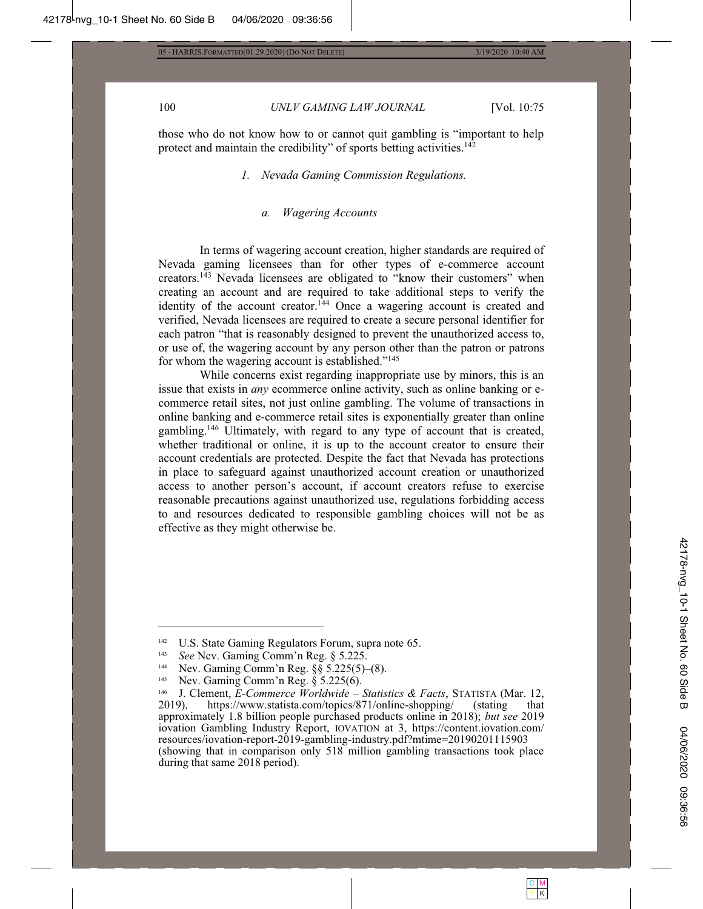those who do not know how to or cannot quit gambling is "important to help protect and maintain the credibility" of sports betting activities.[142]

### 1. Nevada Gaming Commission Regulations.

#### a. Wagering Accounts

In terms of wagering account creation, higher standards are required of Nevada gaming licensees than for other types of e-commerce account creators.[143] Nevada licensees are obligated to "know their customers" when creating an account and are required to take additional steps to verify the identity of the account creator.[144] Once a wagering account is created and verified, Nevada licensees are required to create a secure personal identifier for each patron "that is reasonably designed to prevent the unauthorized access to, or use of, the wagering account by any person other than the patron or patrons for whom the wagering account is established."[145]

While concerns exist regarding inappropriate use by minors, this is an issue that exists in *any* ecommerce online activity, such as online banking or e-commerce retail sites, not just online gambling. The volume of transactions in online banking and e-commerce retail sites is exponentially greater than online gambling.[146] Ultimately, with regard to any type of account that is created, whether traditional or online, it is up to the account creator to ensure their account credentials are protected. Despite the fact that Nevada has protections in place to safeguard against unauthorized account creation or unauthorized access to another person's account, if account creators refuse to exercise reasonable precautions against unauthorized use, regulations forbidding access to and resources dedicated to responsible gambling choices will not be as effective as they might otherwise be.

---

[142] U.S. State Gaming Regulators Forum, supra note 65.

[143] *See* Nev. Gaming Comm'n Reg. § 5.225.

[144] Nev. Gaming Comm'n Reg. §§ 5.225(5)–(8).

[145] Nev. Gaming Comm'n Reg. § 5.225(6).

[146] J. Clement, *E-Commerce Worldwide – Statistics & Facts*, STATISTA (Mar. 12, 2019), https://www.statista.com/topics/871/online-shopping/ (stating that approximately 1.8 billion people purchased products online in 2018); *but see* 2019 iovation Gambling Industry Report, IOVATION at 3, https://content.iovation.com/resources/iovation-report-2019-gambling-industry.pdf?mtime=20190201115903 (showing that in comparison only 518 million gambling transactions took place during that same 2018 period).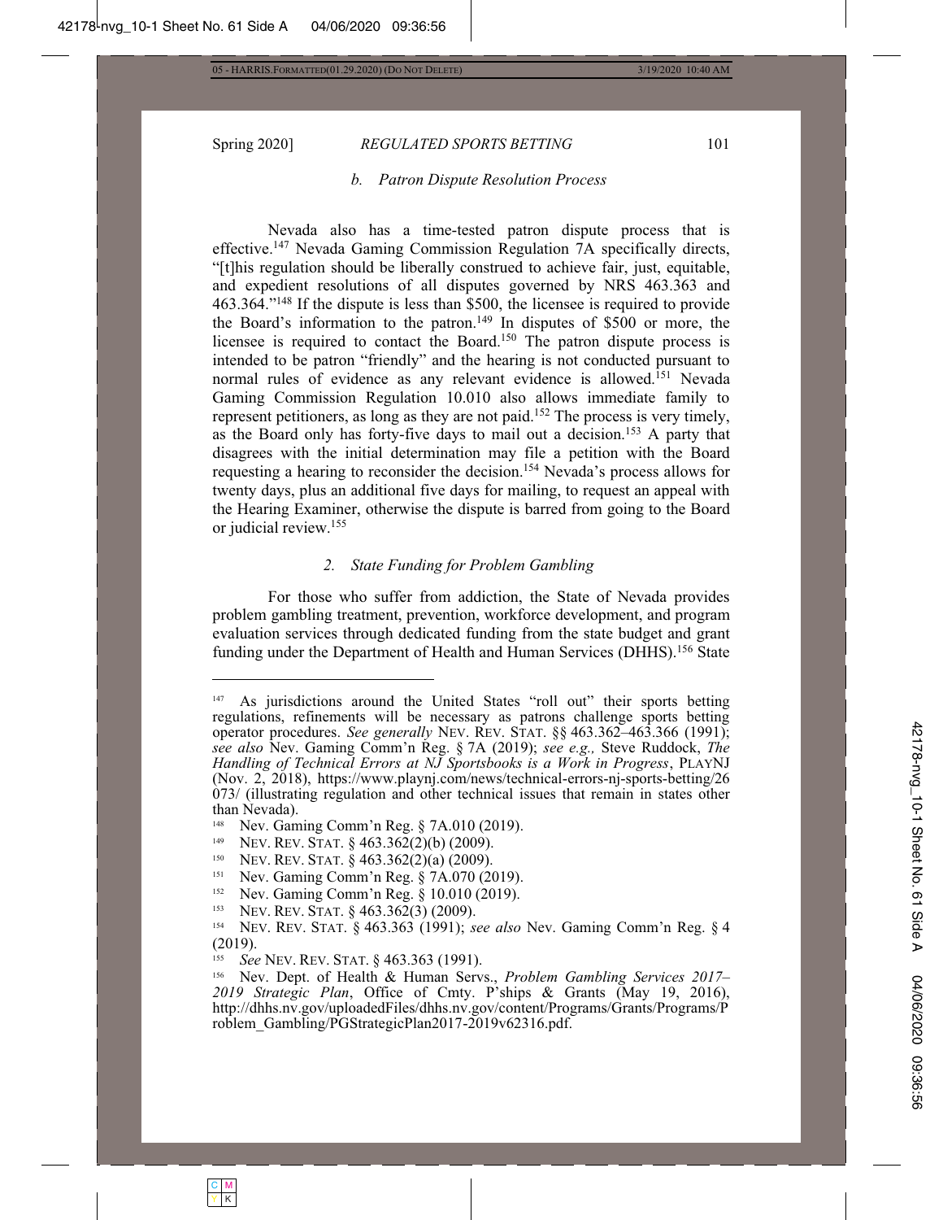### *b. Patron Dispute Resolution Process*

Nevada also has a time-tested patron dispute process that is effective.[147] Nevada Gaming Commission Regulation 7A specifically directs, "[t]his regulation should be liberally construed to achieve fair, just, equitable, and expedient resolutions of all disputes governed by NRS 463.363 and 463.364."[148] If the dispute is less than $500, the licensee is required to provide the Board's information to the patron.[149] In disputes of $500 or more, the licensee is required to contact the Board.[150] The patron dispute process is intended to be patron "friendly" and the hearing is not conducted pursuant to normal rules of evidence as any relevant evidence is allowed.[151] Nevada Gaming Commission Regulation 10.010 also allows immediate family to represent petitioners, as long as they are not paid.[152] The process is very timely, as the Board only has forty-five days to mail out a decision.[153] A party that disagrees with the initial determination may file a petition with the Board requesting a hearing to reconsider the decision.[154] Nevada's process allows for twenty days, plus an additional five days for mailing, to request an appeal with the Hearing Examiner, otherwise the dispute is barred from going to the Board or judicial review.[155]

## *2. State Funding for Problem Gambling*

For those who suffer from addiction, the State of Nevada provides problem gambling treatment, prevention, workforce development, and program evaluation services through dedicated funding from the state budget and grant funding under the Department of Health and Human Services (DHHS).[156] State

---

[147] As jurisdictions around the United States "roll out" their sports betting regulations, refinements will be necessary as patrons challenge sports betting operator procedures. *See generally* NEV. REV. STAT. §§ 463.362–463.366 (1991); *see also* Nev. Gaming Comm'n Reg. § 7A (2019); *see e.g.,* Steve Ruddock, *The Handling of Technical Errors at NJ Sportsbooks is a Work in Progress*, PLAYNJ (Nov. 2, 2018), https://www.playnj.com/news/technical-errors-nj-sports-betting/26073/ (illustrating regulation and other technical issues that remain in states other than Nevada).

[148] Nev. Gaming Comm'n Reg. § 7A.010 (2019).

[149] NEV. REV. STAT. § 463.362(2)(b) (2009).

[150] NEV. REV. STAT. § 463.362(2)(a) (2009).

[151] Nev. Gaming Comm'n Reg. § 7A.070 (2019).

[152] Nev. Gaming Comm'n Reg. § 10.010 (2019).

[153] NEV. REV. STAT. § 463.362(3) (2009).

[154] NEV. REV. STAT. § 463.363 (1991); *see also* Nev. Gaming Comm'n Reg. § 4 (2019).

[155] *See* NEV. REV. STAT. § 463.363 (1991).

[156] Nev. Dept. of Health & Human Servs., *Problem Gambling Services 2017–2019 Strategic Plan*, Office of Cmty. P'ships & Grants (May 19, 2016), http://dhhs.nv.gov/uploadedFiles/dhhs.nv.gov/content/Programs/Grants/Programs/Problem_Gambling/PGStrategicPlan2017-2019v62316.pdf.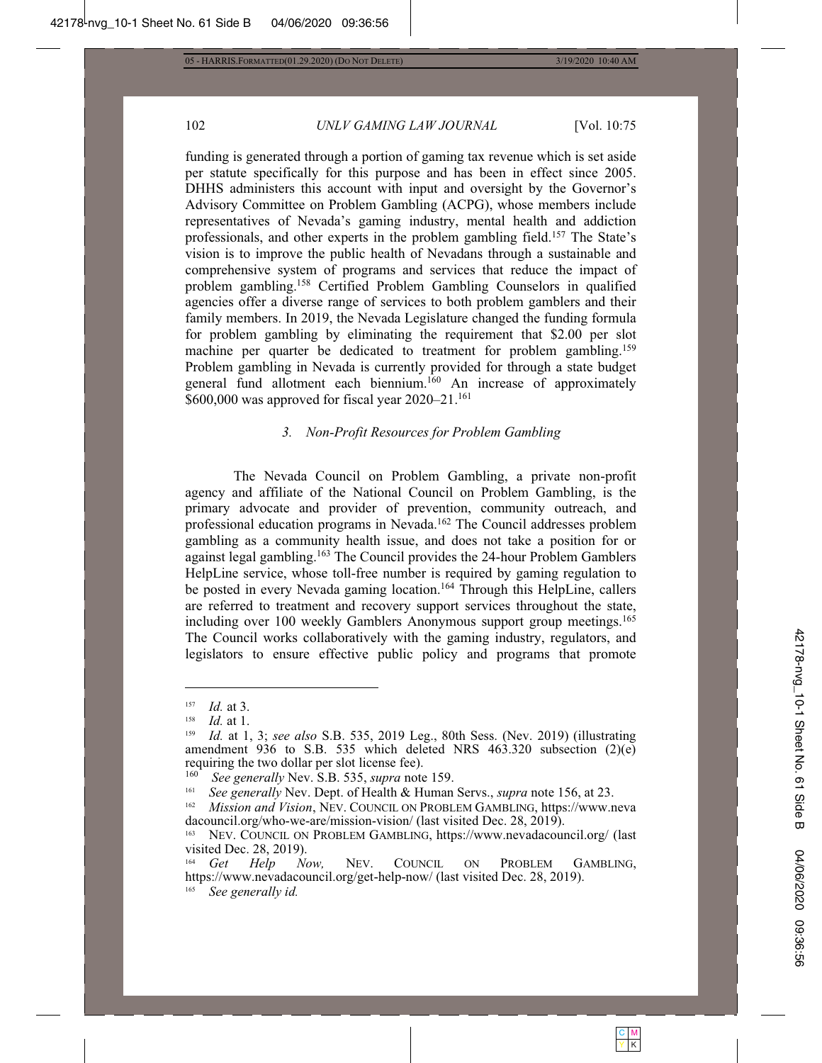funding is generated through a portion of gaming tax revenue which is set aside per statute specifically for this purpose and has been in effect since 2005. DHHS administers this account with input and oversight by the Governor's Advisory Committee on Problem Gambling (ACPG), whose members include representatives of Nevada's gaming industry, mental health and addiction professionals, and other experts in the problem gambling field.[157] The State's vision is to improve the public health of Nevadans through a sustainable and comprehensive system of programs and services that reduce the impact of problem gambling.[158] Certified Problem Gambling Counselors in qualified agencies offer a diverse range of services to both problem gamblers and their family members. In 2019, the Nevada Legislature changed the funding formula for problem gambling by eliminating the requirement that $2.00 per slot machine per quarter be dedicated to treatment for problem gambling.[159] Problem gambling in Nevada is currently provided for through a state budget general fund allotment each biennium.[160] An increase of approximately $600,000 was approved for fiscal year 2020–21.[161]

### *3. Non-Profit Resources for Problem Gambling*

The Nevada Council on Problem Gambling, a private non-profit agency and affiliate of the National Council on Problem Gambling, is the primary advocate and provider of prevention, community outreach, and professional education programs in Nevada.[162] The Council addresses problem gambling as a community health issue, and does not take a position for or against legal gambling.[163] The Council provides the 24-hour Problem Gamblers HelpLine service, whose toll-free number is required by gaming regulation to be posted in every Nevada gaming location.[164] Through this HelpLine, callers are referred to treatment and recovery support services throughout the state, including over 100 weekly Gamblers Anonymous support group meetings.[165] The Council works collaboratively with the gaming industry, regulators, and legislators to ensure effective public policy and programs that promote

---

[157] *Id.* at 3.

[158] *Id.* at 1.

[159] *Id.* at 1, 3; *see also* S.B. 535, 2019 Leg., 80th Sess. (Nev. 2019) (illustrating amendment 936 to S.B. 535 which deleted NRS 463.320 subsection (2)(e) requiring the two dollar per slot license fee).

[160] *See generally* Nev. S.B. 535, *supra* note 159.

[161] *See generally* Nev. Dept. of Health & Human Servs., *supra* note 156, at 23.

[162] *Mission and Vision*, NEV. COUNCIL ON PROBLEM GAMBLING, https://www.nevadacouncil.org/who-we-are/mission-vision/ (last visited Dec. 28, 2019).

[163] NEV. COUNCIL ON PROBLEM GAMBLING, https://www.nevadacouncil.org/ (last visited Dec. 28, 2019).

[164] *Get Help Now,* NEV. COUNCIL ON PROBLEM GAMBLING, https://www.nevadacouncil.org/get-help-now/ (last visited Dec. 28, 2019).

[165] *See generally id.*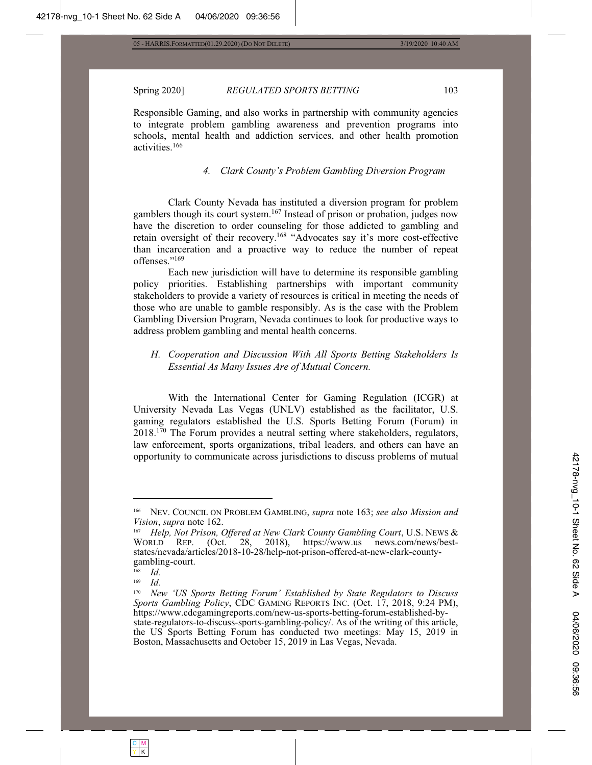Responsible Gaming, and also works in partnership with community agencies to integrate problem gambling awareness and prevention programs into schools, mental health and addiction services, and other health promotion activities.[166]

#### 4. Clark County's Problem Gambling Diversion Program

Clark County Nevada has instituted a diversion program for problem gamblers though its court system.[167] Instead of prison or probation, judges now have the discretion to order counseling for those addicted to gambling and retain oversight of their recovery.[168] "Advocates say it's more cost-effective than incarceration and a proactive way to reduce the number of repeat offenses."[169]

Each new jurisdiction will have to determine its responsible gambling policy priorities. Establishing partnerships with important community stakeholders to provide a variety of resources is critical in meeting the needs of those who are unable to gamble responsibly. As is the case with the Problem Gambling Diversion Program, Nevada continues to look for productive ways to address problem gambling and mental health concerns.

### H. *Cooperation and Discussion With All Sports Betting Stakeholders Is Essential As Many Issues Are of Mutual Concern.*

With the International Center for Gaming Regulation (ICGR) at University Nevada Las Vegas (UNLV) established as the facilitator, U.S. gaming regulators established the U.S. Sports Betting Forum (Forum) in 2018.[170] The Forum provides a neutral setting where stakeholders, regulators, law enforcement, sports organizations, tribal leaders, and others can have an opportunity to communicate across jurisdictions to discuss problems of mutual

---

[166] NEV. COUNCIL ON PROBLEM GAMBLING, *supra* note 163; *see also Mission and Vision*, *supra* note 162.

[167] *Help, Not Prison, Offered at New Clark County Gambling Court*, U.S. NEWS & WORLD REP. (Oct. 28, 2018), https://www.us news.com/news/best-states/nevada/articles/2018-10-28/help-not-prison-offered-at-new-clark-county-gambling-court.

[168] *Id.*

[169] *Id.*

[170] *New 'US Sports Betting Forum' Established by State Regulators to Discuss Sports Gambling Policy*, CDC GAMING REPORTS INC. (Oct. 17, 2018, 9:24 PM), https://www.cdcgamingreports.com/new-us-sports-betting-forum-established-by-state-regulators-to-discuss-sports-gambling-policy/. As of the writing of this article, the US Sports Betting Forum has conducted two meetings: May 15, 2019 in Boston, Massachusetts and October 15, 2019 in Las Vegas, Nevada.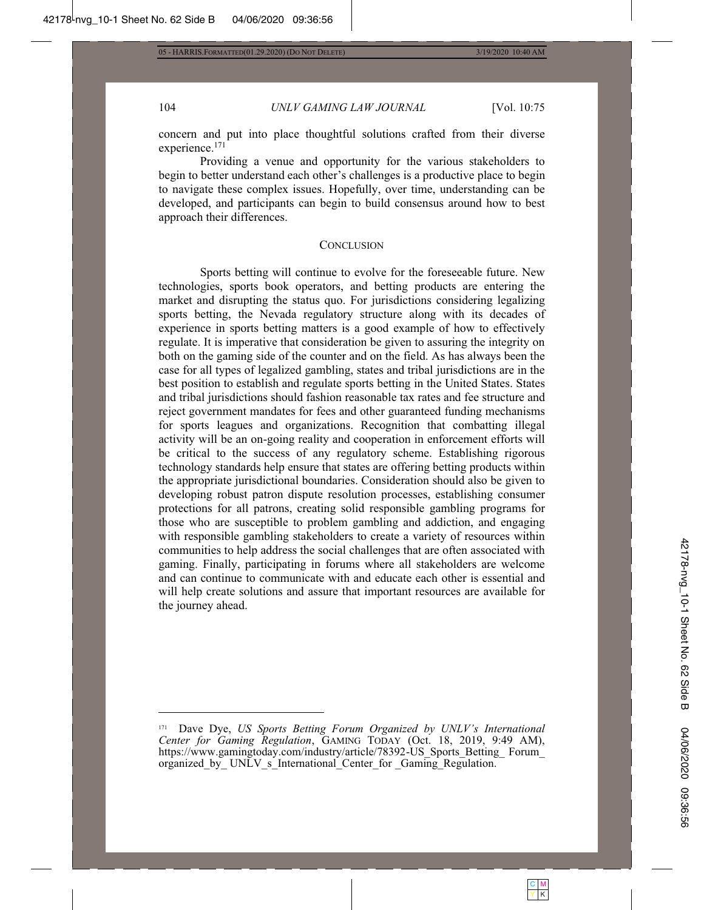concern and put into place thoughtful solutions crafted from their diverse experience.[171]

Providing a venue and opportunity for the various stakeholders to begin to better understand each other's challenges is a productive place to begin to navigate these complex issues. Hopefully, over time, understanding can be developed, and participants can begin to build consensus around how to best approach their differences.

## CONCLUSION

Sports betting will continue to evolve for the foreseeable future. New technologies, sports book operators, and betting products are entering the market and disrupting the status quo. For jurisdictions considering legalizing sports betting, the Nevada regulatory structure along with its decades of experience in sports betting matters is a good example of how to effectively regulate. It is imperative that consideration be given to assuring the integrity on both on the gaming side of the counter and on the field. As has always been the case for all types of legalized gambling, states and tribal jurisdictions are in the best position to establish and regulate sports betting in the United States. States and tribal jurisdictions should fashion reasonable tax rates and fee structure and reject government mandates for fees and other guaranteed funding mechanisms for sports leagues and organizations. Recognition that combatting illegal activity will be an on-going reality and cooperation in enforcement efforts will be critical to the success of any regulatory scheme. Establishing rigorous technology standards help ensure that states are offering betting products within the appropriate jurisdictional boundaries. Consideration should also be given to developing robust patron dispute resolution processes, establishing consumer protections for all patrons, creating solid responsible gambling programs for those who are susceptible to problem gambling and addiction, and engaging with responsible gambling stakeholders to create a variety of resources within communities to help address the social challenges that are often associated with gaming. Finally, participating in forums where all stakeholders are welcome and can continue to communicate with and educate each other is essential and will help create solutions and assure that important resources are available for the journey ahead.

---

[171] Dave Dye, *US Sports Betting Forum Organized by UNLV's International Center for Gaming Regulation*, GAMING TODAY (Oct. 18, 2019, 9:49 AM), https://www.gamingtoday.com/industry/article/78392-US_Sports_Betting_ Forum_ organized_by_ UNLV_s_International_Center_for _Gaming_Regulation.